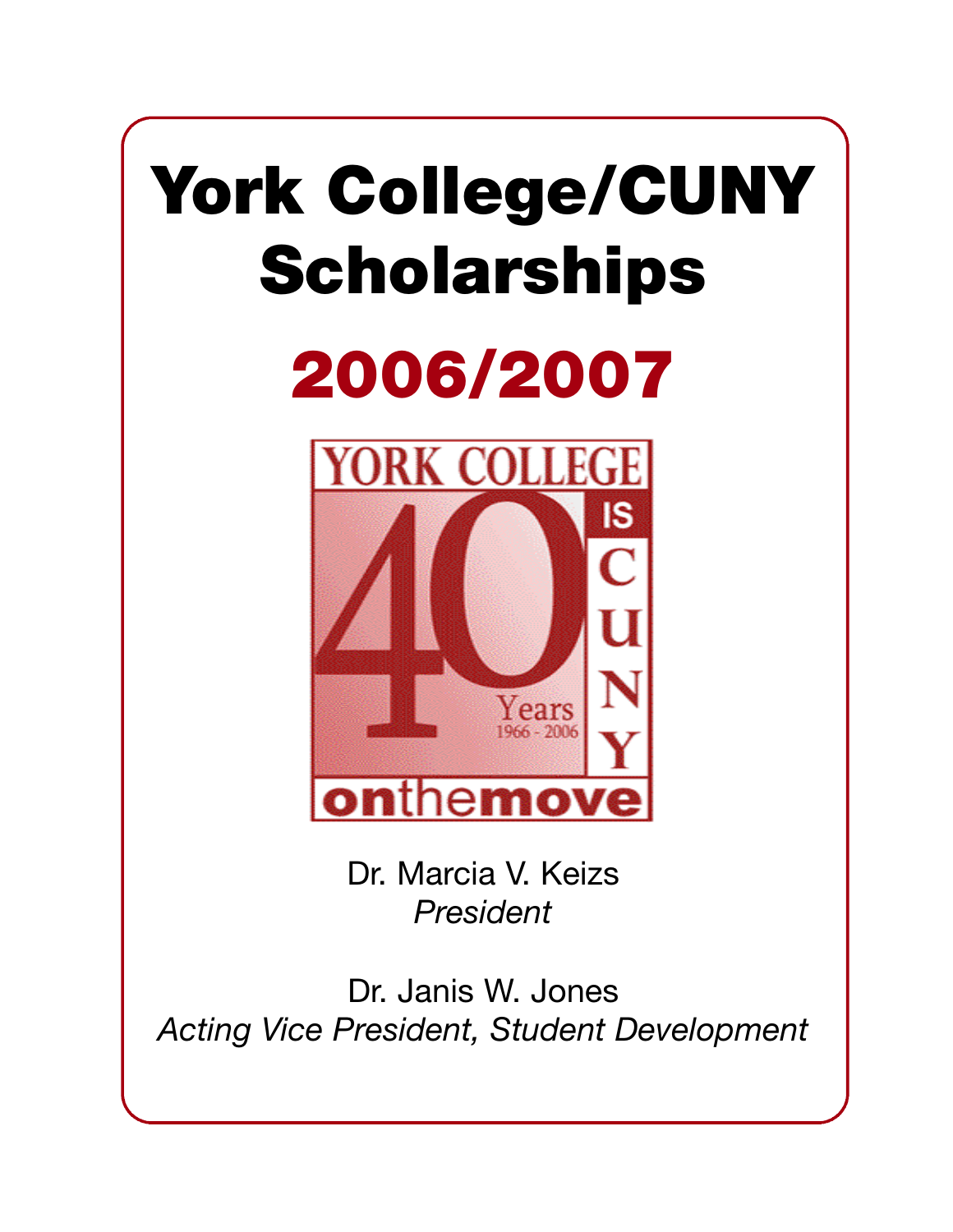# York College/CUNY Scholarships

## 2006/2007

YORK COLLEGE

40 Years 1966 - 2006

IS CUNY

onthemove

Dr. Marcia V. Keizs
*President*

Dr. Janis W. Jones
*Acting Vice President, Student Development*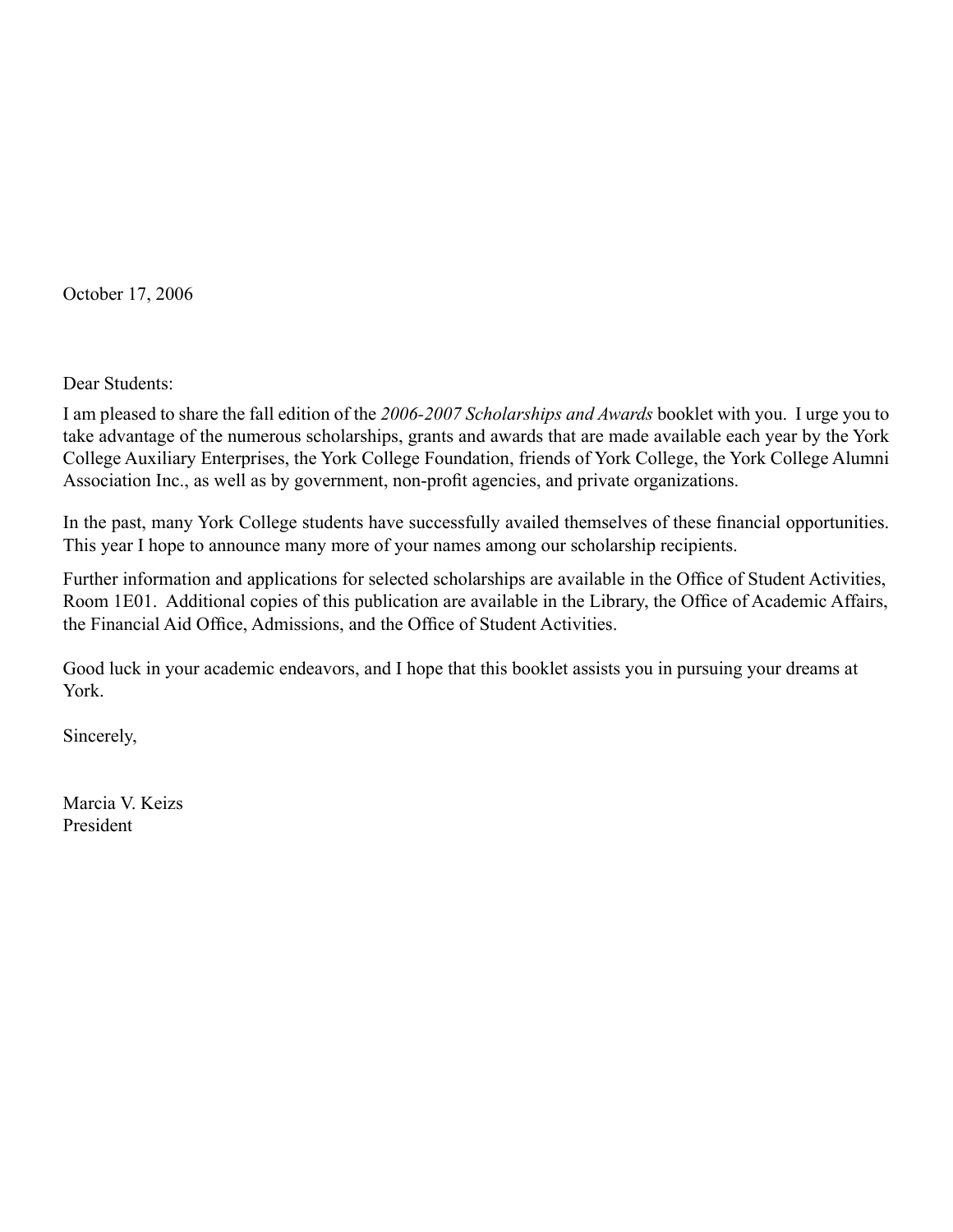October 17, 2006

Dear Students:

I am pleased to share the fall edition of the *2006-2007 Scholarships and Awards* booklet with you. I urge you to take advantage of the numerous scholarships, grants and awards that are made available each year by the York College Auxiliary Enterprises, the York College Foundation, friends of York College, the York College Alumni Association Inc., as well as by government, non-profit agencies, and private organizations.

In the past, many York College students have successfully availed themselves of these financial opportunities. This year I hope to announce many more of your names among our scholarship recipients.

Further information and applications for selected scholarships are available in the Office of Student Activities, Room 1E01. Additional copies of this publication are available in the Library, the Office of Academic Affairs, the Financial Aid Office, Admissions, and the Office of Student Activities.

Good luck in your academic endeavors, and I hope that this booklet assists you in pursuing your dreams at York.

Sincerely,

Marcia V. Keizs
President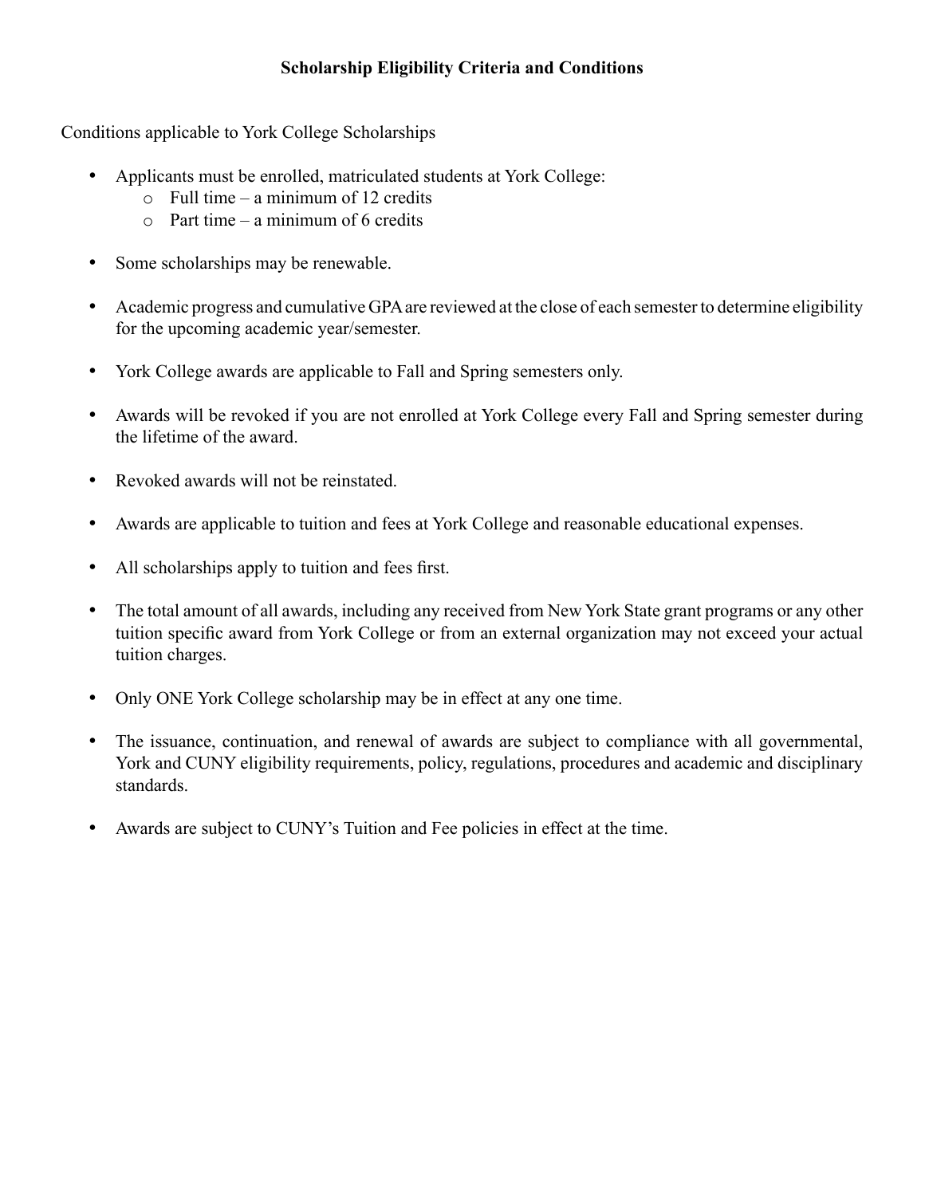**Scholarship Eligibility Criteria and Conditions**

Conditions applicable to York College Scholarships

- Applicants must be enrolled, matriculated students at York College:
  - Full time – a minimum of 12 credits
  - Part time – a minimum of 6 credits
- Some scholarships may be renewable.
- Academic progress and cumulative GPA are reviewed at the close of each semester to determine eligibility for the upcoming academic year/semester.
- York College awards are applicable to Fall and Spring semesters only.
- Awards will be revoked if you are not enrolled at York College every Fall and Spring semester during the lifetime of the award.
- Revoked awards will not be reinstated.
- Awards are applicable to tuition and fees at York College and reasonable educational expenses.
- All scholarships apply to tuition and fees first.
- The total amount of all awards, including any received from New York State grant programs or any other tuition specific award from York College or from an external organization may not exceed your actual tuition charges.
- Only ONE York College scholarship may be in effect at any one time.
- The issuance, continuation, and renewal of awards are subject to compliance with all governmental, York and CUNY eligibility requirements, policy, regulations, procedures and academic and disciplinary standards.
- Awards are subject to CUNY's Tuition and Fee policies in effect at the time.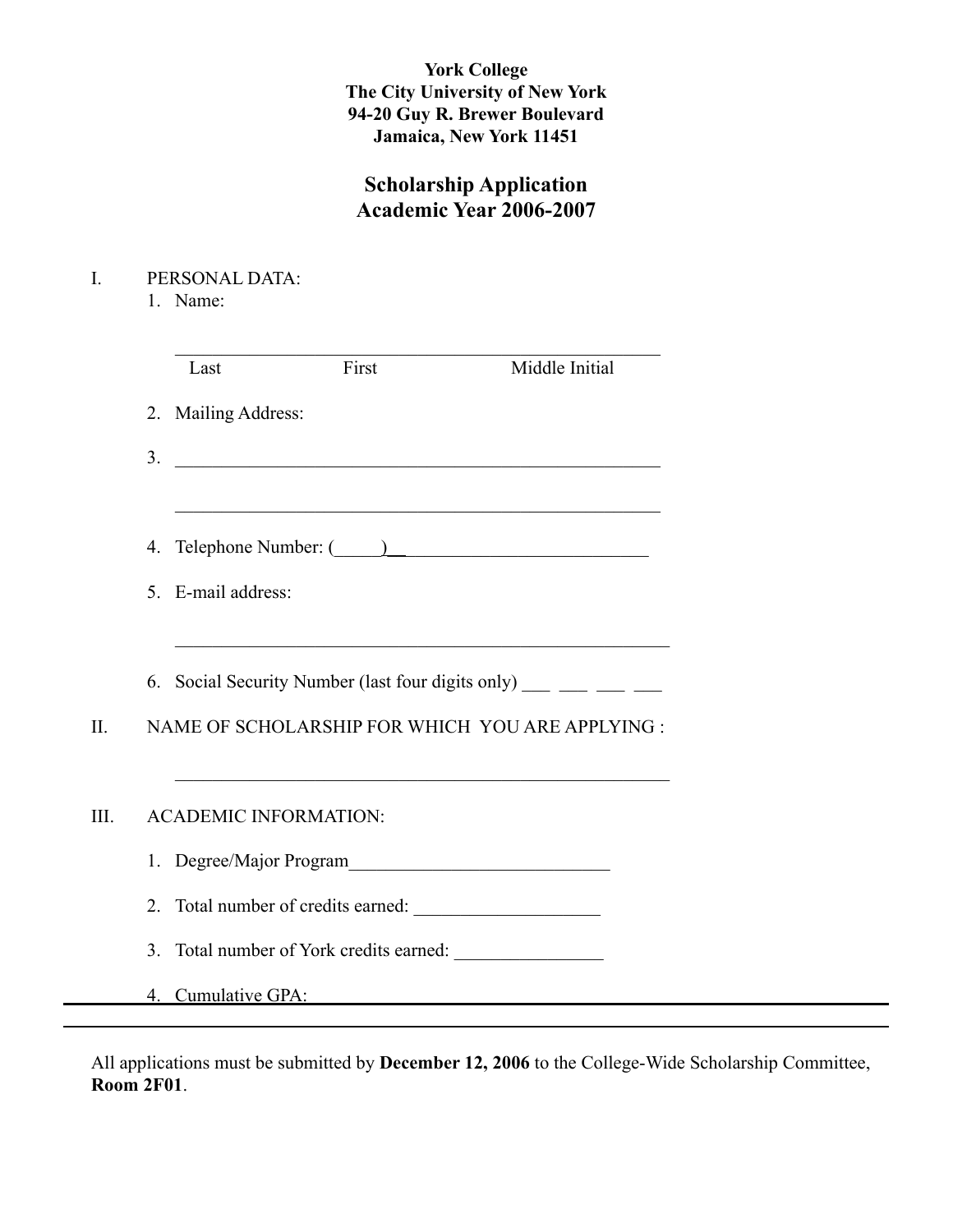**York College**
**The City University of New York**
**94-20 Guy R. Brewer Boulevard**
**Jamaica, New York 11451**

## Scholarship Application
## Academic Year 2006-2007

I. PERSONAL DATA:

1. Name:

   ______________________________________________________
   Last First Middle Initial

2. Mailing Address:

3. ______________________________________________________

   ______________________________________________________

4. Telephone Number: (_____)__ ___________________________

5. E-mail address:

   ______________________________________________________

6. Social Security Number (last four digits only) ___ ___ ___ ___

II. NAME OF SCHOLARSHIP FOR WHICH YOU ARE APPLYING :

   ______________________________________________________

III. ACADEMIC INFORMATION:

1. Degree/Major Program____________________________

2. Total number of credits earned: ____________________

3. Total number of York credits earned: ________________

4. Cumulative GPA:

---

All applications must be submitted by **December 12, 2006** to the College-Wide Scholarship Committee, **Room 2F01**.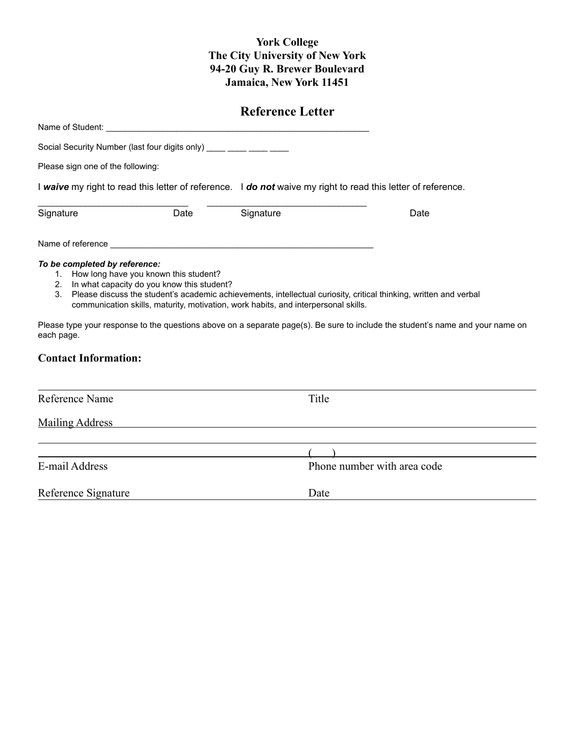**York College**
**The City University of New York**
**94-20 Guy R. Brewer Boulevard**
**Jamaica, New York 11451**

## Reference Letter

Name of Student: ________________________________________________________

Social Security Number (last four digits only) ____ ____ ____ ____

Please sign one of the following:

I ***waive*** my right to read this letter of reference.   I ***do not*** waive my right to read this letter of reference.

______________________________ ________________________________
Signature Date Signature Date

Name of reference _________________________________________________________

***To be completed by reference:***

1. How long have you known this student?
2. In what capacity do you know this student?
3. Please discuss the student's academic achievements, intellectual curiosity, critical thinking, written and verbal communication skills, maturity, motivation, work habits, and interpersonal skills.

Please type your response to the questions above on a separate page(s). Be sure to include the student's name and your name on each page.

### Contact Information:

_______________________________________________________________________
Reference Name Title

Mailing Address _________________________________________________________

_______________________________________________________________________

_______________________________________ (    ) ___________________________
E-mail Address Phone number with area code

Reference Signature Date
_______________________________________________________________________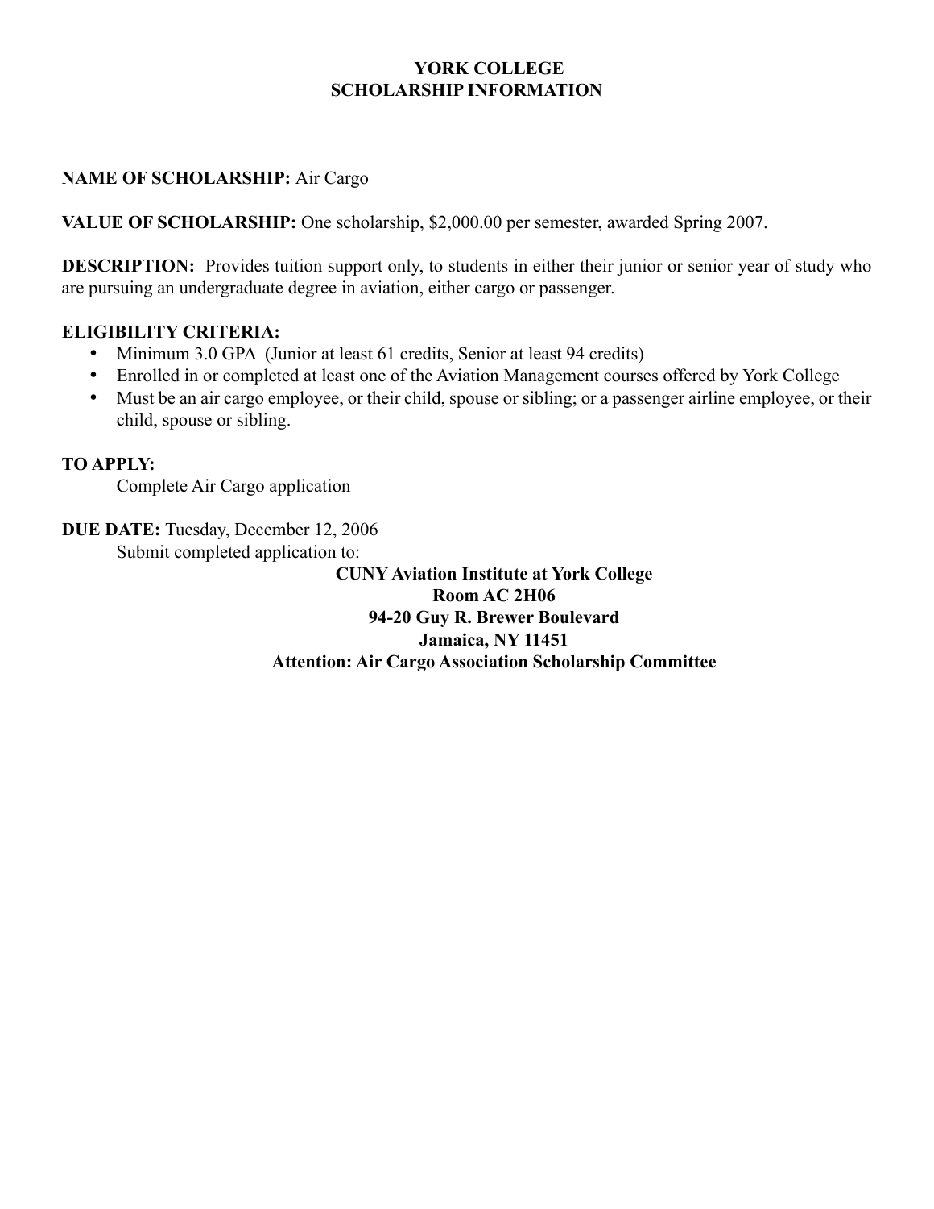# YORK COLLEGE
# SCHOLARSHIP INFORMATION

**NAME OF SCHOLARSHIP:** Air Cargo

**VALUE OF SCHOLARSHIP:** One scholarship, $2,000.00 per semester, awarded Spring 2007.

**DESCRIPTION:** Provides tuition support only, to students in either their junior or senior year of study who are pursuing an undergraduate degree in aviation, either cargo or passenger.

**ELIGIBILITY CRITERIA:**

- Minimum 3.0 GPA (Junior at least 61 credits, Senior at least 94 credits)
- Enrolled in or completed at least one of the Aviation Management courses offered by York College
- Must be an air cargo employee, or their child, spouse or sibling; or a passenger airline employee, or their child, spouse or sibling.

**TO APPLY:**

Complete Air Cargo application

**DUE DATE:** Tuesday, December 12, 2006

Submit completed application to:

**CUNY Aviation Institute at York College**
**Room AC 2H06**
**94-20 Guy R. Brewer Boulevard**
**Jamaica, NY 11451**
**Attention: Air Cargo Association Scholarship Committee**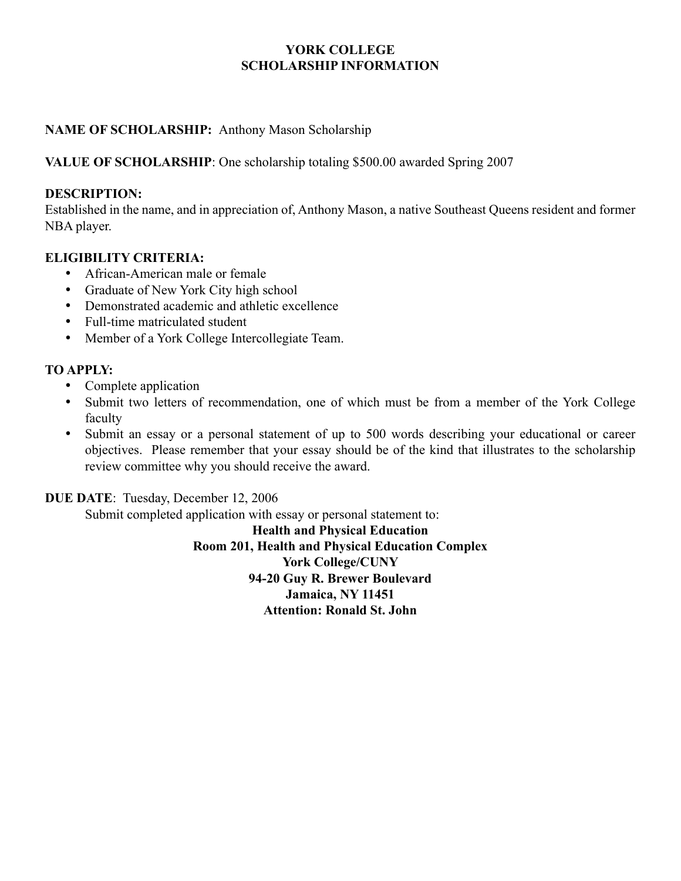# YORK COLLEGE
## SCHOLARSHIP INFORMATION

**NAME OF SCHOLARSHIP:** Anthony Mason Scholarship

**VALUE OF SCHOLARSHIP**: One scholarship totaling $500.00 awarded Spring 2007

**DESCRIPTION:**
Established in the name, and in appreciation of, Anthony Mason, a native Southeast Queens resident and former NBA player.

**ELIGIBILITY CRITERIA:**
- African-American male or female
- Graduate of New York City high school
- Demonstrated academic and athletic excellence
- Full-time matriculated student
- Member of a York College Intercollegiate Team.

**TO APPLY:**
- Complete application
- Submit two letters of recommendation, one of which must be from a member of the York College faculty
- Submit an essay or a personal statement of up to 500 words describing your educational or career objectives. Please remember that your essay should be of the kind that illustrates to the scholarship review committee why you should receive the award.

**DUE DATE**: Tuesday, December 12, 2006

Submit completed application with essay or personal statement to:

**Health and Physical Education**
**Room 201, Health and Physical Education Complex**
**York College/CUNY**
**94-20 Guy R. Brewer Boulevard**
**Jamaica, NY 11451**
**Attention: Ronald St. John**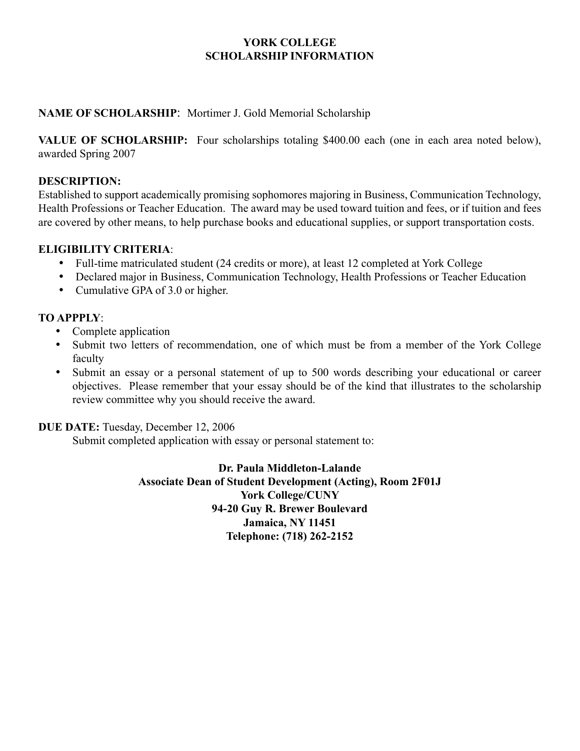# YORK COLLEGE
## SCHOLARSHIP INFORMATION

**NAME OF SCHOLARSHIP**: Mortimer J. Gold Memorial Scholarship

**VALUE OF SCHOLARSHIP:** Four scholarships totaling $400.00 each (one in each area noted below), awarded Spring 2007

**DESCRIPTION:**
Established to support academically promising sophomores majoring in Business, Communication Technology, Health Professions or Teacher Education. The award may be used toward tuition and fees, or if tuition and fees are covered by other means, to help purchase books and educational supplies, or support transportation costs.

**ELIGIBILITY CRITERIA**:

- Full-time matriculated student (24 credits or more), at least 12 completed at York College
- Declared major in Business, Communication Technology, Health Professions or Teacher Education
- Cumulative GPA of 3.0 or higher.

**TO APPPLY**:

- Complete application
- Submit two letters of recommendation, one of which must be from a member of the York College faculty
- Submit an essay or a personal statement of up to 500 words describing your educational or career objectives. Please remember that your essay should be of the kind that illustrates to the scholarship review committee why you should receive the award.

**DUE DATE:** Tuesday, December 12, 2006
Submit completed application with essay or personal statement to:

**Dr. Paula Middleton-Lalande**
**Associate Dean of Student Development (Acting), Room 2F01J**
**York College/CUNY**
**94-20 Guy R. Brewer Boulevard**
**Jamaica, NY 11451**
**Telephone: (718) 262-2152**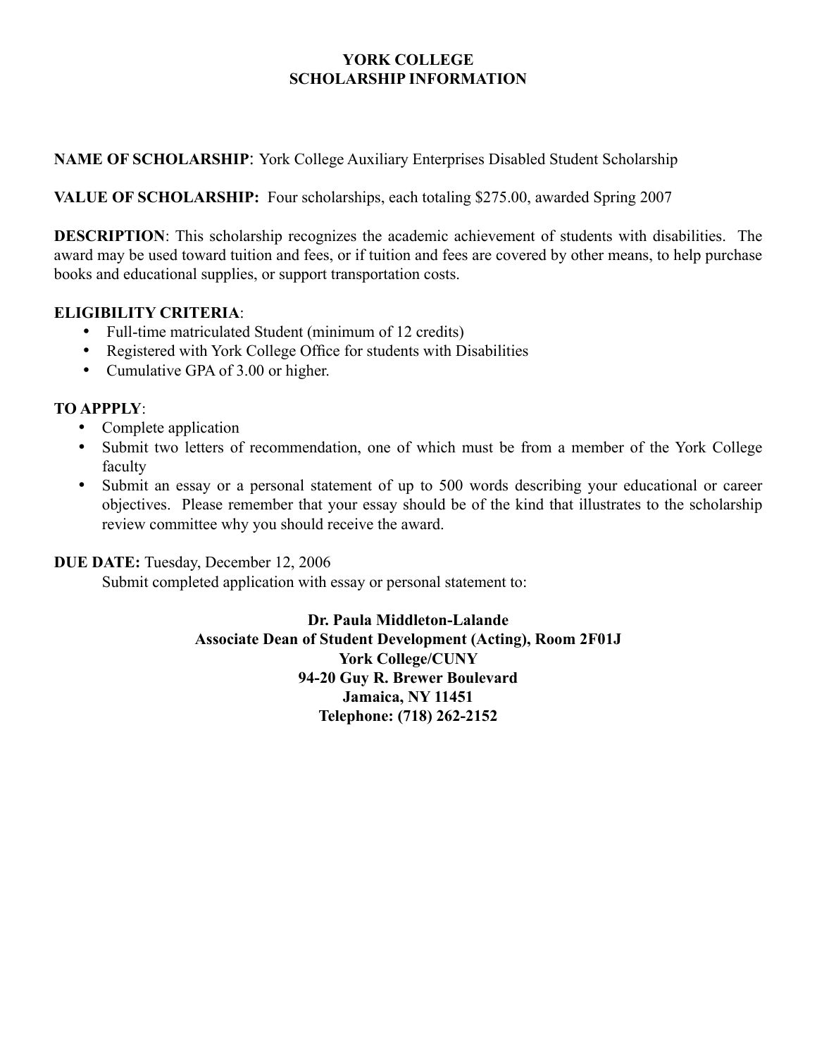# YORK COLLEGE
# SCHOLARSHIP INFORMATION

**NAME OF SCHOLARSHIP**: York College Auxiliary Enterprises Disabled Student Scholarship

**VALUE OF SCHOLARSHIP:** Four scholarships, each totaling $275.00, awarded Spring 2007

**DESCRIPTION**: This scholarship recognizes the academic achievement of students with disabilities. The award may be used toward tuition and fees, or if tuition and fees are covered by other means, to help purchase books and educational supplies, or support transportation costs.

**ELIGIBILITY CRITERIA**:

- Full-time matriculated Student (minimum of 12 credits)
- Registered with York College Office for students with Disabilities
- Cumulative GPA of 3.00 or higher.

**TO APPPLY**:

- Complete application
- Submit two letters of recommendation, one of which must be from a member of the York College faculty
- Submit an essay or a personal statement of up to 500 words describing your educational or career objectives. Please remember that your essay should be of the kind that illustrates to the scholarship review committee why you should receive the award.

**DUE DATE:** Tuesday, December 12, 2006

Submit completed application with essay or personal statement to:

**Dr. Paula Middleton-Lalande**
**Associate Dean of Student Development (Acting), Room 2F01J**
**York College/CUNY**
**94-20 Guy R. Brewer Boulevard**
**Jamaica, NY 11451**
**Telephone: (718) 262-2152**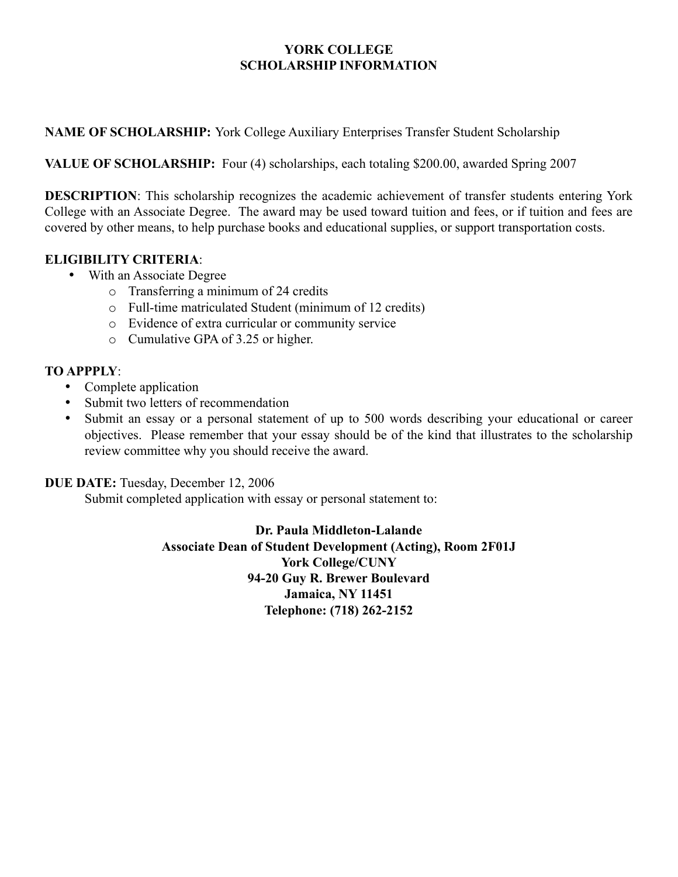**YORK COLLEGE**
**SCHOLARSHIP INFORMATION**

**NAME OF SCHOLARSHIP:** York College Auxiliary Enterprises Transfer Student Scholarship

**VALUE OF SCHOLARSHIP:** Four (4) scholarships, each totaling $200.00, awarded Spring 2007

**DESCRIPTION**: This scholarship recognizes the academic achievement of transfer students entering York College with an Associate Degree. The award may be used toward tuition and fees, or if tuition and fees are covered by other means, to help purchase books and educational supplies, or support transportation costs.

**ELIGIBILITY CRITERIA**:

- With an Associate Degree
    - Transferring a minimum of 24 credits
    - Full-time matriculated Student (minimum of 12 credits)
    - Evidence of extra curricular or community service
    - Cumulative GPA of 3.25 or higher.

**TO APPPLY**:

- Complete application
- Submit two letters of recommendation
- Submit an essay or a personal statement of up to 500 words describing your educational or career objectives. Please remember that your essay should be of the kind that illustrates to the scholarship review committee why you should receive the award.

**DUE DATE:** Tuesday, December 12, 2006

Submit completed application with essay or personal statement to:

**Dr. Paula Middleton-Lalande**
**Associate Dean of Student Development (Acting), Room 2F01J**
**York College/CUNY**
**94-20 Guy R. Brewer Boulevard**
**Jamaica, NY 11451**
**Telephone: (718) 262-2152**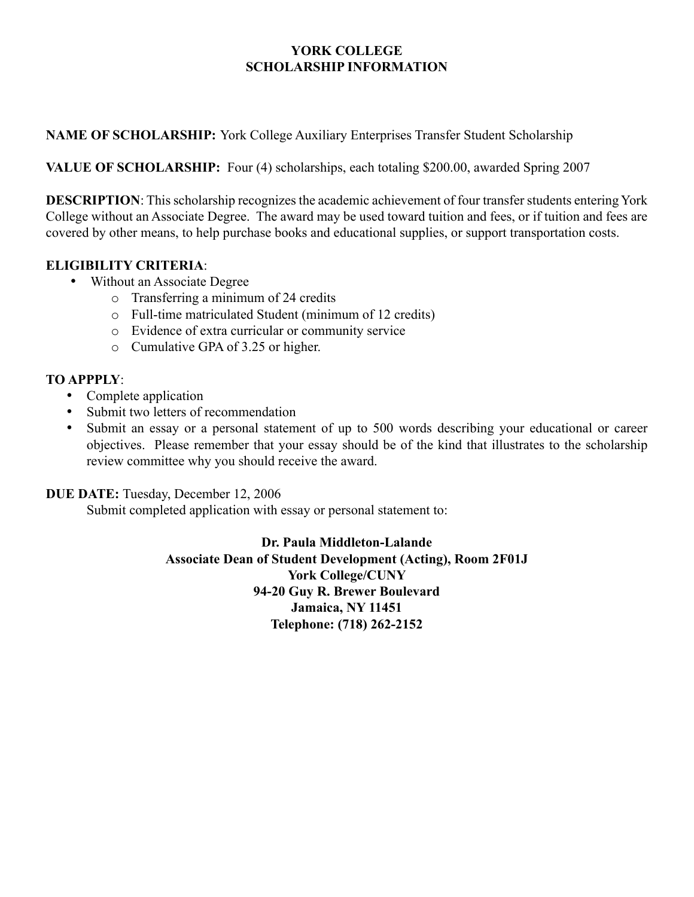# YORK COLLEGE
# SCHOLARSHIP INFORMATION

**NAME OF SCHOLARSHIP:** York College Auxiliary Enterprises Transfer Student Scholarship

**VALUE OF SCHOLARSHIP:** Four (4) scholarships, each totaling $200.00, awarded Spring 2007

**DESCRIPTION**: This scholarship recognizes the academic achievement of four transfer students entering York College without an Associate Degree. The award may be used toward tuition and fees, or if tuition and fees are covered by other means, to help purchase books and educational supplies, or support transportation costs.

**ELIGIBILITY CRITERIA**:

- Without an Associate Degree
  - Transferring a minimum of 24 credits
  - Full-time matriculated Student (minimum of 12 credits)
  - Evidence of extra curricular or community service
  - Cumulative GPA of 3.25 or higher.

**TO APPPLY**:

- Complete application
- Submit two letters of recommendation
- Submit an essay or a personal statement of up to 500 words describing your educational or career objectives. Please remember that your essay should be of the kind that illustrates to the scholarship review committee why you should receive the award.

**DUE DATE:** Tuesday, December 12, 2006

Submit completed application with essay or personal statement to:

**Dr. Paula Middleton-Lalande**
**Associate Dean of Student Development (Acting), Room 2F01J**
**York College/CUNY**
**94-20 Guy R. Brewer Boulevard**
**Jamaica, NY 11451**
**Telephone: (718) 262-2152**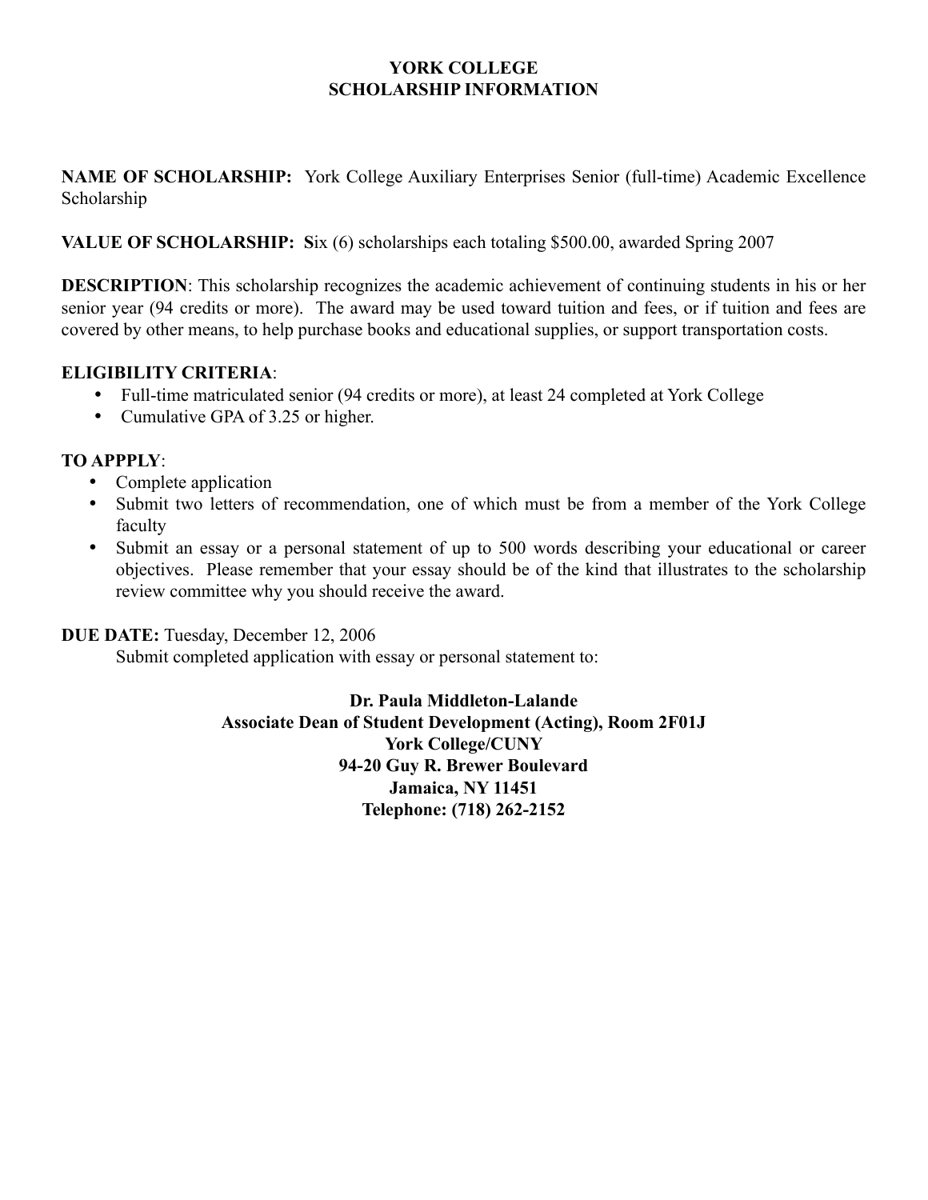# YORK COLLEGE
## SCHOLARSHIP INFORMATION

**NAME OF SCHOLARSHIP:** York College Auxiliary Enterprises Senior (full-time) Academic Excellence Scholarship

**VALUE OF SCHOLARSHIP:** **S**ix (6) scholarships each totaling $500.00, awarded Spring 2007

**DESCRIPTION**: This scholarship recognizes the academic achievement of continuing students in his or her senior year (94 credits or more). The award may be used toward tuition and fees, or if tuition and fees are covered by other means, to help purchase books and educational supplies, or support transportation costs.

**ELIGIBILITY CRITERIA**:

- Full-time matriculated senior (94 credits or more), at least 24 completed at York College
- Cumulative GPA of 3.25 or higher.

**TO APPPLY**:

- Complete application
- Submit two letters of recommendation, one of which must be from a member of the York College faculty
- Submit an essay or a personal statement of up to 500 words describing your educational or career objectives. Please remember that your essay should be of the kind that illustrates to the scholarship review committee why you should receive the award.

**DUE DATE:** Tuesday, December 12, 2006

Submit completed application with essay or personal statement to:

**Dr. Paula Middleton-Lalande**
**Associate Dean of Student Development (Acting), Room 2F01J**
**York College/CUNY**
**94-20 Guy R. Brewer Boulevard**
**Jamaica, NY 11451**
**Telephone: (718) 262-2152**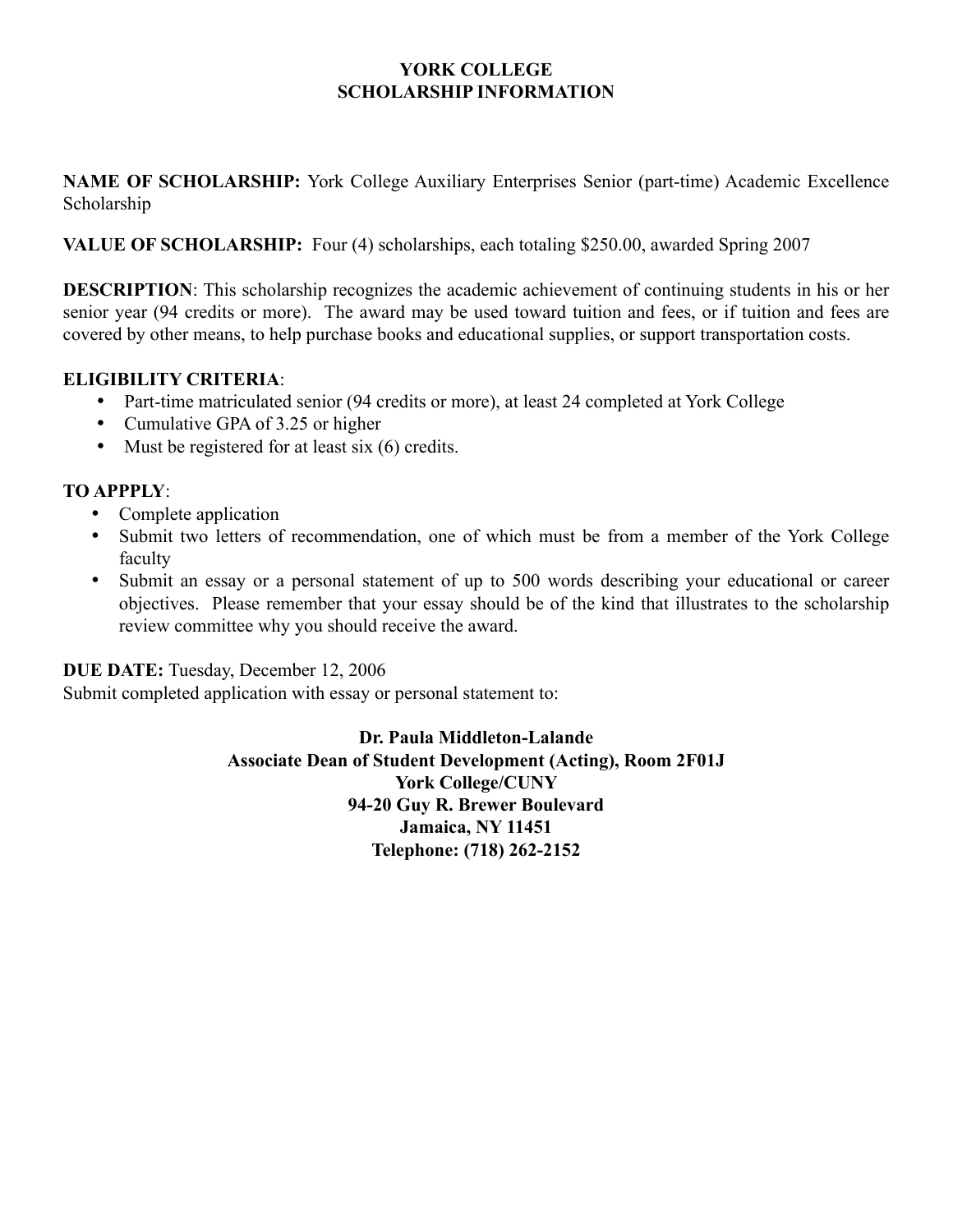# YORK COLLEGE
# SCHOLARSHIP INFORMATION

**NAME OF SCHOLARSHIP:** York College Auxiliary Enterprises Senior (part-time) Academic Excellence Scholarship

**VALUE OF SCHOLARSHIP:** Four (4) scholarships, each totaling $250.00, awarded Spring 2007

**DESCRIPTION**: This scholarship recognizes the academic achievement of continuing students in his or her senior year (94 credits or more). The award may be used toward tuition and fees, or if tuition and fees are covered by other means, to help purchase books and educational supplies, or support transportation costs.

**ELIGIBILITY CRITERIA**:

- Part-time matriculated senior (94 credits or more), at least 24 completed at York College
- Cumulative GPA of 3.25 or higher
- Must be registered for at least six (6) credits.

**TO APPPLY**:

- Complete application
- Submit two letters of recommendation, one of which must be from a member of the York College faculty
- Submit an essay or a personal statement of up to 500 words describing your educational or career objectives. Please remember that your essay should be of the kind that illustrates to the scholarship review committee why you should receive the award.

**DUE DATE:** Tuesday, December 12, 2006
Submit completed application with essay or personal statement to:

**Dr. Paula Middleton-Lalande**
**Associate Dean of Student Development (Acting), Room 2F01J**
**York College/CUNY**
**94-20 Guy R. Brewer Boulevard**
**Jamaica, NY 11451**
**Telephone: (718) 262-2152**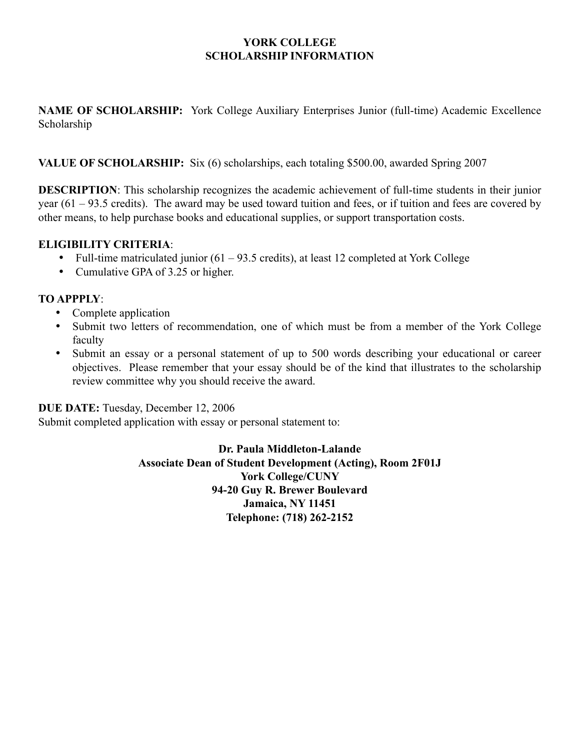# YORK COLLEGE
## SCHOLARSHIP INFORMATION

**NAME OF SCHOLARSHIP:** York College Auxiliary Enterprises Junior (full-time) Academic Excellence Scholarship

**VALUE OF SCHOLARSHIP:** Six (6) scholarships, each totaling $500.00, awarded Spring 2007

**DESCRIPTION**: This scholarship recognizes the academic achievement of full-time students in their junior year (61 – 93.5 credits). The award may be used toward tuition and fees, or if tuition and fees are covered by other means, to help purchase books and educational supplies, or support transportation costs.

**ELIGIBILITY CRITERIA**:

- Full-time matriculated junior (61 – 93.5 credits), at least 12 completed at York College
- Cumulative GPA of 3.25 or higher.

**TO APPPLY**:

- Complete application
- Submit two letters of recommendation, one of which must be from a member of the York College faculty
- Submit an essay or a personal statement of up to 500 words describing your educational or career objectives. Please remember that your essay should be of the kind that illustrates to the scholarship review committee why you should receive the award.

**DUE DATE:** Tuesday, December 12, 2006

Submit completed application with essay or personal statement to:

**Dr. Paula Middleton-Lalande**
**Associate Dean of Student Development (Acting), Room 2F01J**
**York College/CUNY**
**94-20 Guy R. Brewer Boulevard**
**Jamaica, NY 11451**
**Telephone: (718) 262-2152**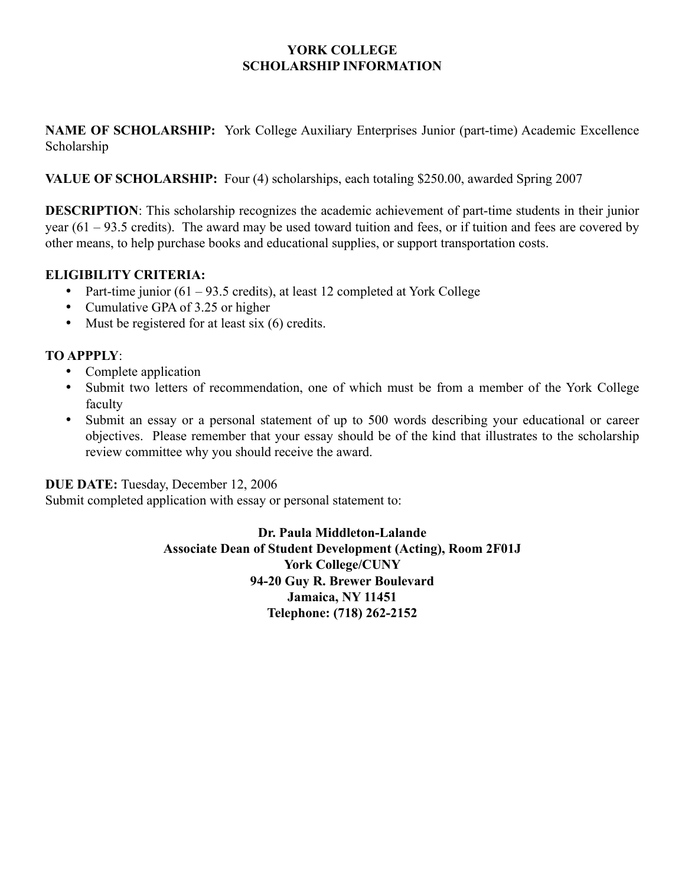# YORK COLLEGE
## SCHOLARSHIP INFORMATION

**NAME OF SCHOLARSHIP:** York College Auxiliary Enterprises Junior (part-time) Academic Excellence Scholarship

**VALUE OF SCHOLARSHIP:** Four (4) scholarships, each totaling $250.00, awarded Spring 2007

**DESCRIPTION**: This scholarship recognizes the academic achievement of part-time students in their junior year (61 – 93.5 credits). The award may be used toward tuition and fees, or if tuition and fees are covered by other means, to help purchase books and educational supplies, or support transportation costs.

**ELIGIBILITY CRITERIA:**

- Part-time junior (61 – 93.5 credits), at least 12 completed at York College
- Cumulative GPA of 3.25 or higher
- Must be registered for at least six (6) credits.

**TO APPPLY**:

- Complete application
- Submit two letters of recommendation, one of which must be from a member of the York College faculty
- Submit an essay or a personal statement of up to 500 words describing your educational or career objectives. Please remember that your essay should be of the kind that illustrates to the scholarship review committee why you should receive the award.

**DUE DATE:** Tuesday, December 12, 2006
Submit completed application with essay or personal statement to:

**Dr. Paula Middleton-Lalande**
**Associate Dean of Student Development (Acting), Room 2F01J**
**York College/CUNY**
**94-20 Guy R. Brewer Boulevard**
**Jamaica, NY 11451**
**Telephone: (718) 262-2152**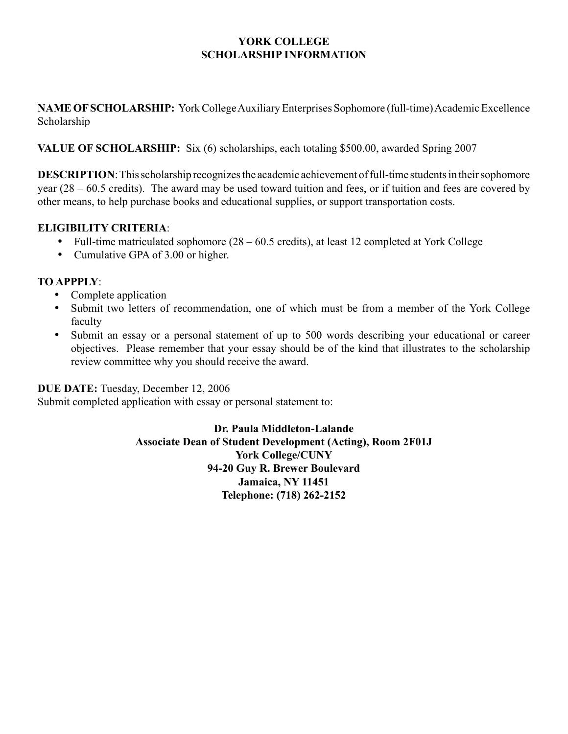# YORK COLLEGE
## SCHOLARSHIP INFORMATION

**NAME OF SCHOLARSHIP:** York College Auxiliary Enterprises Sophomore (full-time) Academic Excellence Scholarship

**VALUE OF SCHOLARSHIP:** Six (6) scholarships, each totaling $500.00, awarded Spring 2007

**DESCRIPTION**: This scholarship recognizes the academic achievement of full-time students in their sophomore year (28 – 60.5 credits). The award may be used toward tuition and fees, or if tuition and fees are covered by other means, to help purchase books and educational supplies, or support transportation costs.

**ELIGIBILITY CRITERIA**:

- Full-time matriculated sophomore (28 – 60.5 credits), at least 12 completed at York College
- Cumulative GPA of 3.00 or higher.

**TO APPPLY**:

- Complete application
- Submit two letters of recommendation, one of which must be from a member of the York College faculty
- Submit an essay or a personal statement of up to 500 words describing your educational or career objectives. Please remember that your essay should be of the kind that illustrates to the scholarship review committee why you should receive the award.

**DUE DATE:** Tuesday, December 12, 2006
Submit completed application with essay or personal statement to:

**Dr. Paula Middleton-Lalande**
**Associate Dean of Student Development (Acting), Room 2F01J**
**York College/CUNY**
**94-20 Guy R. Brewer Boulevard**
**Jamaica, NY 11451**
**Telephone: (718) 262-2152**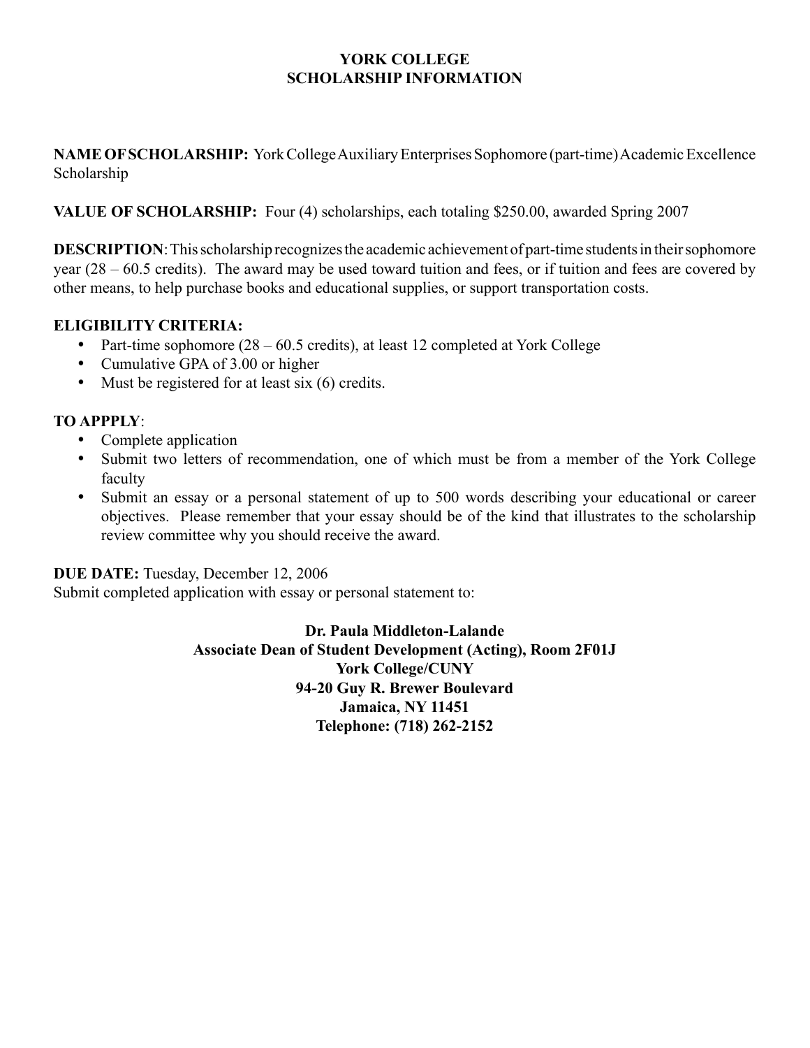**YORK COLLEGE**
**SCHOLARSHIP INFORMATION**

**NAME OF SCHOLARSHIP:** York College Auxiliary Enterprises Sophomore (part-time) Academic Excellence Scholarship

**VALUE OF SCHOLARSHIP:** Four (4) scholarships, each totaling $250.00, awarded Spring 2007

**DESCRIPTION**: This scholarship recognizes the academic achievement of part-time students in their sophomore year (28 – 60.5 credits). The award may be used toward tuition and fees, or if tuition and fees are covered by other means, to help purchase books and educational supplies, or support transportation costs.

**ELIGIBILITY CRITERIA:**

- Part-time sophomore (28 – 60.5 credits), at least 12 completed at York College
- Cumulative GPA of 3.00 or higher
- Must be registered for at least six (6) credits.

**TO APPPLY**:

- Complete application
- Submit two letters of recommendation, one of which must be from a member of the York College faculty
- Submit an essay or a personal statement of up to 500 words describing your educational or career objectives. Please remember that your essay should be of the kind that illustrates to the scholarship review committee why you should receive the award.

**DUE DATE:** Tuesday, December 12, 2006
Submit completed application with essay or personal statement to:

**Dr. Paula Middleton-Lalande**
**Associate Dean of Student Development (Acting), Room 2F01J**
**York College/CUNY**
**94-20 Guy R. Brewer Boulevard**
**Jamaica, NY 11451**
**Telephone: (718) 262-2152**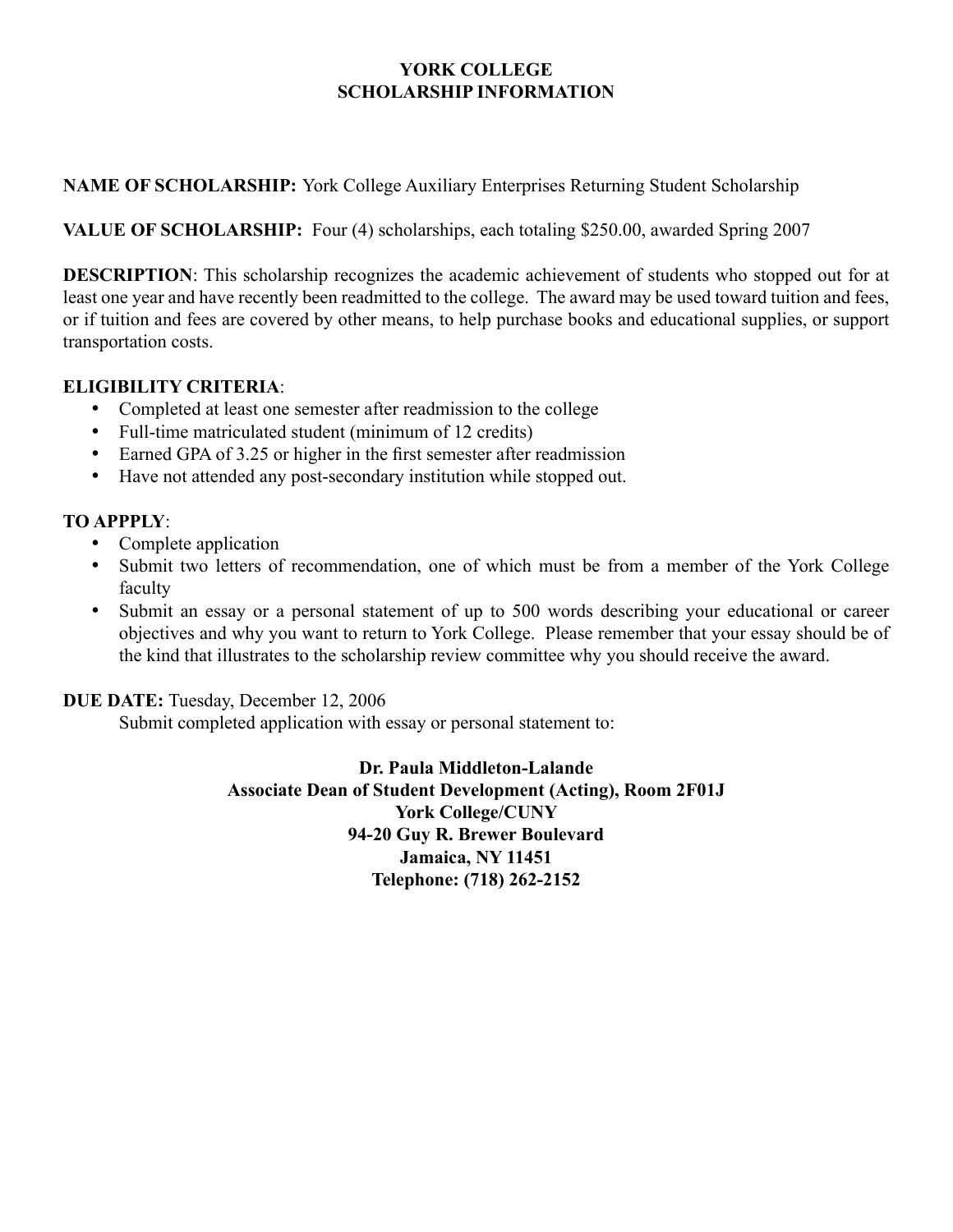# YORK COLLEGE
# SCHOLARSHIP INFORMATION

**NAME OF SCHOLARSHIP:** York College Auxiliary Enterprises Returning Student Scholarship

**VALUE OF SCHOLARSHIP:** Four (4) scholarships, each totaling $250.00, awarded Spring 2007

**DESCRIPTION**: This scholarship recognizes the academic achievement of students who stopped out for at least one year and have recently been readmitted to the college. The award may be used toward tuition and fees, or if tuition and fees are covered by other means, to help purchase books and educational supplies, or support transportation costs.

**ELIGIBILITY CRITERIA**:

- Completed at least one semester after readmission to the college
- Full-time matriculated student (minimum of 12 credits)
- Earned GPA of 3.25 or higher in the first semester after readmission
- Have not attended any post-secondary institution while stopped out.

**TO APPPLY**:

- Complete application
- Submit two letters of recommendation, one of which must be from a member of the York College faculty
- Submit an essay or a personal statement of up to 500 words describing your educational or career objectives and why you want to return to York College. Please remember that your essay should be of the kind that illustrates to the scholarship review committee why you should receive the award.

**DUE DATE:** Tuesday, December 12, 2006

Submit completed application with essay or personal statement to:

**Dr. Paula Middleton-Lalande**
**Associate Dean of Student Development (Acting), Room 2F01J**
**York College/CUNY**
**94-20 Guy R. Brewer Boulevard**
**Jamaica, NY 11451**
**Telephone: (718) 262-2152**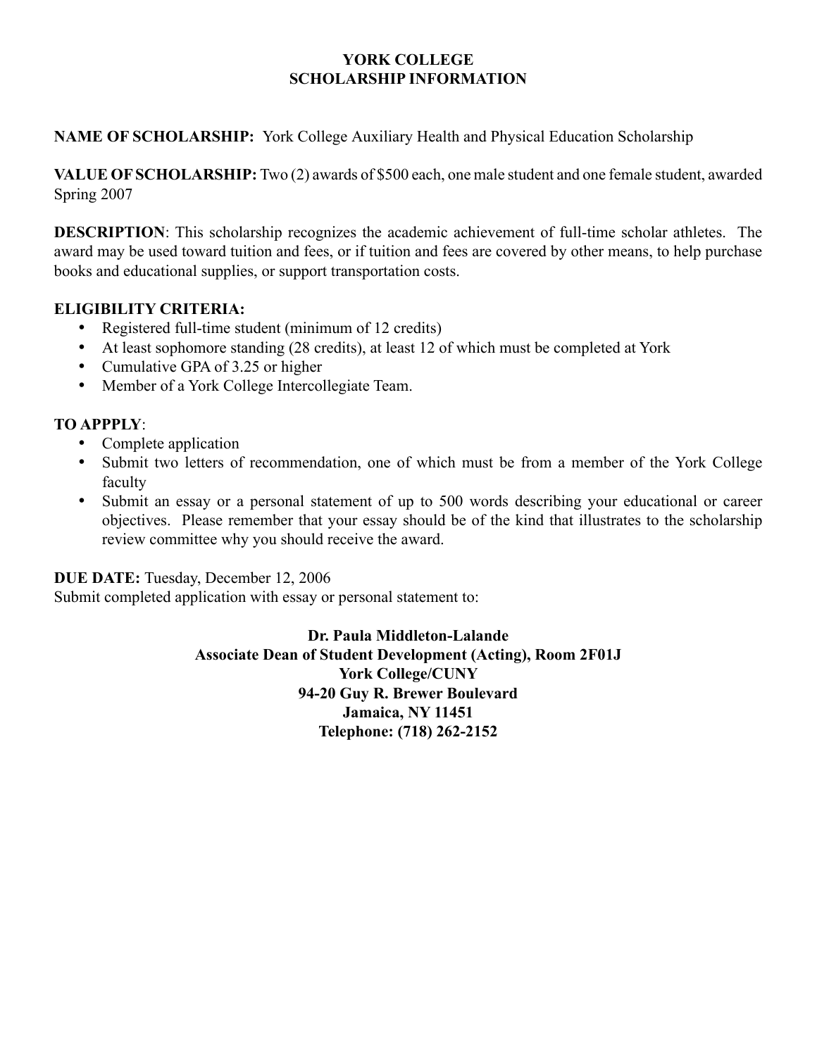# YORK COLLEGE
## SCHOLARSHIP INFORMATION

**NAME OF SCHOLARSHIP:** York College Auxiliary Health and Physical Education Scholarship

**VALUE OF SCHOLARSHIP:** Two (2) awards of $500 each, one male student and one female student, awarded Spring 2007

**DESCRIPTION**: This scholarship recognizes the academic achievement of full-time scholar athletes. The award may be used toward tuition and fees, or if tuition and fees are covered by other means, to help purchase books and educational supplies, or support transportation costs.

**ELIGIBILITY CRITERIA:**

- Registered full-time student (minimum of 12 credits)
- At least sophomore standing (28 credits), at least 12 of which must be completed at York
- Cumulative GPA of 3.25 or higher
- Member of a York College Intercollegiate Team.

**TO APPPLY**:

- Complete application
- Submit two letters of recommendation, one of which must be from a member of the York College faculty
- Submit an essay or a personal statement of up to 500 words describing your educational or career objectives. Please remember that your essay should be of the kind that illustrates to the scholarship review committee why you should receive the award.

**DUE DATE:** Tuesday, December 12, 2006
Submit completed application with essay or personal statement to:

**Dr. Paula Middleton-Lalande**
**Associate Dean of Student Development (Acting), Room 2F01J**
**York College/CUNY**
**94-20 Guy R. Brewer Boulevard**
**Jamaica, NY 11451**
**Telephone: (718) 262-2152**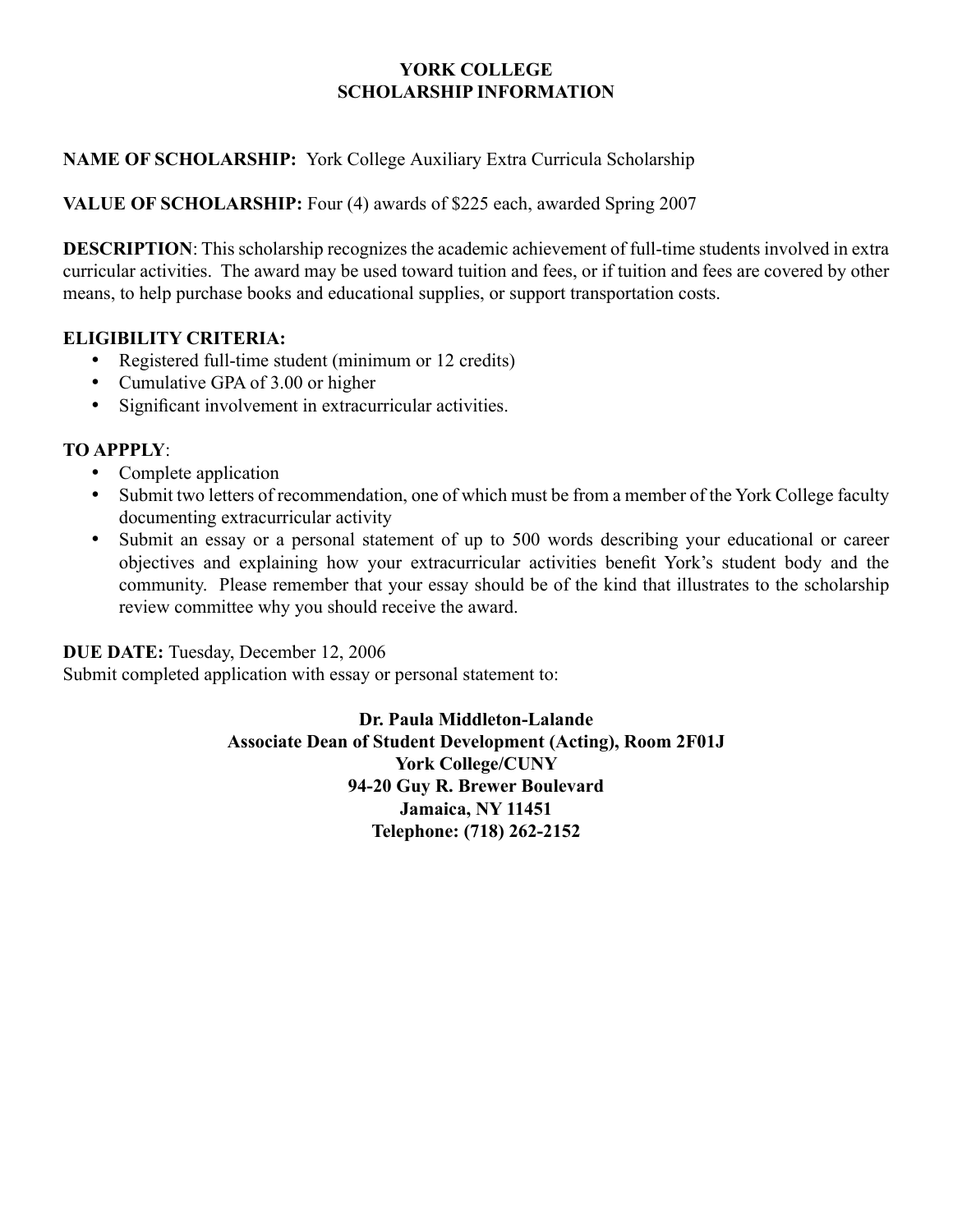# YORK COLLEGE
## SCHOLARSHIP INFORMATION

**NAME OF SCHOLARSHIP:** York College Auxiliary Extra Curricula Scholarship

**VALUE OF SCHOLARSHIP:** Four (4) awards of $225 each, awarded Spring 2007

**DESCRIPTION**: This scholarship recognizes the academic achievement of full-time students involved in extra curricular activities. The award may be used toward tuition and fees, or if tuition and fees are covered by other means, to help purchase books and educational supplies, or support transportation costs.

**ELIGIBILITY CRITERIA:**

- Registered full-time student (minimum or 12 credits)
- Cumulative GPA of 3.00 or higher
- Significant involvement in extracurricular activities.

**TO APPPLY**:

- Complete application
- Submit two letters of recommendation, one of which must be from a member of the York College faculty documenting extracurricular activity
- Submit an essay or a personal statement of up to 500 words describing your educational or career objectives and explaining how your extracurricular activities benefit York's student body and the community. Please remember that your essay should be of the kind that illustrates to the scholarship review committee why you should receive the award.

**DUE DATE:** Tuesday, December 12, 2006
Submit completed application with essay or personal statement to:

**Dr. Paula Middleton-Lalande**
**Associate Dean of Student Development (Acting), Room 2F01J**
**York College/CUNY**
**94-20 Guy R. Brewer Boulevard**
**Jamaica, NY 11451**
**Telephone: (718) 262-2152**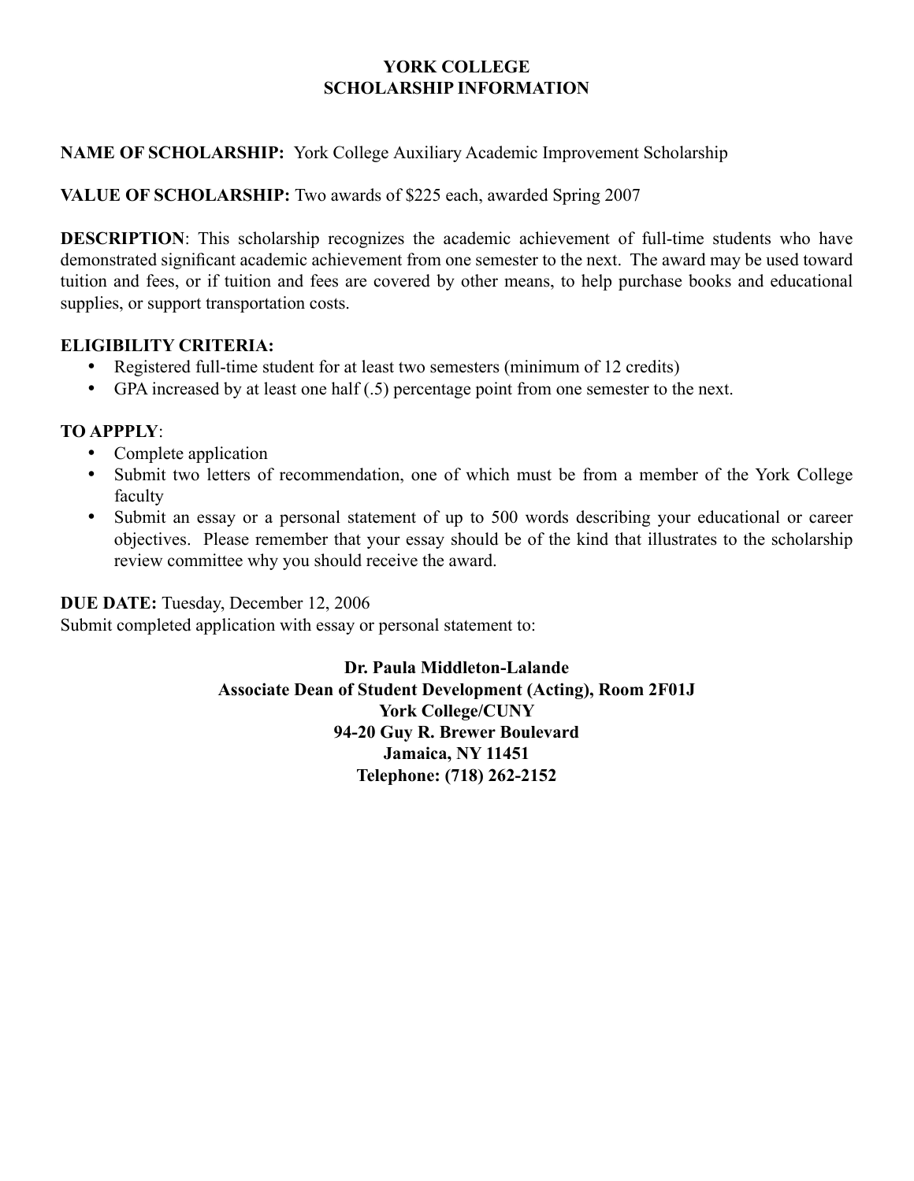# YORK COLLEGE
## SCHOLARSHIP INFORMATION

**NAME OF SCHOLARSHIP:** York College Auxiliary Academic Improvement Scholarship

**VALUE OF SCHOLARSHIP:** Two awards of $225 each, awarded Spring 2007

**DESCRIPTION**: This scholarship recognizes the academic achievement of full-time students who have demonstrated significant academic achievement from one semester to the next. The award may be used toward tuition and fees, or if tuition and fees are covered by other means, to help purchase books and educational supplies, or support transportation costs.

**ELIGIBILITY CRITERIA:**

- Registered full-time student for at least two semesters (minimum of 12 credits)
- GPA increased by at least one half (.5) percentage point from one semester to the next.

**TO APPPLY**:

- Complete application
- Submit two letters of recommendation, one of which must be from a member of the York College faculty
- Submit an essay or a personal statement of up to 500 words describing your educational or career objectives. Please remember that your essay should be of the kind that illustrates to the scholarship review committee why you should receive the award.

**DUE DATE:** Tuesday, December 12, 2006

Submit completed application with essay or personal statement to:

**Dr. Paula Middleton-Lalande**
**Associate Dean of Student Development (Acting), Room 2F01J**
**York College/CUNY**
**94-20 Guy R. Brewer Boulevard**
**Jamaica, NY 11451**
**Telephone: (718) 262-2152**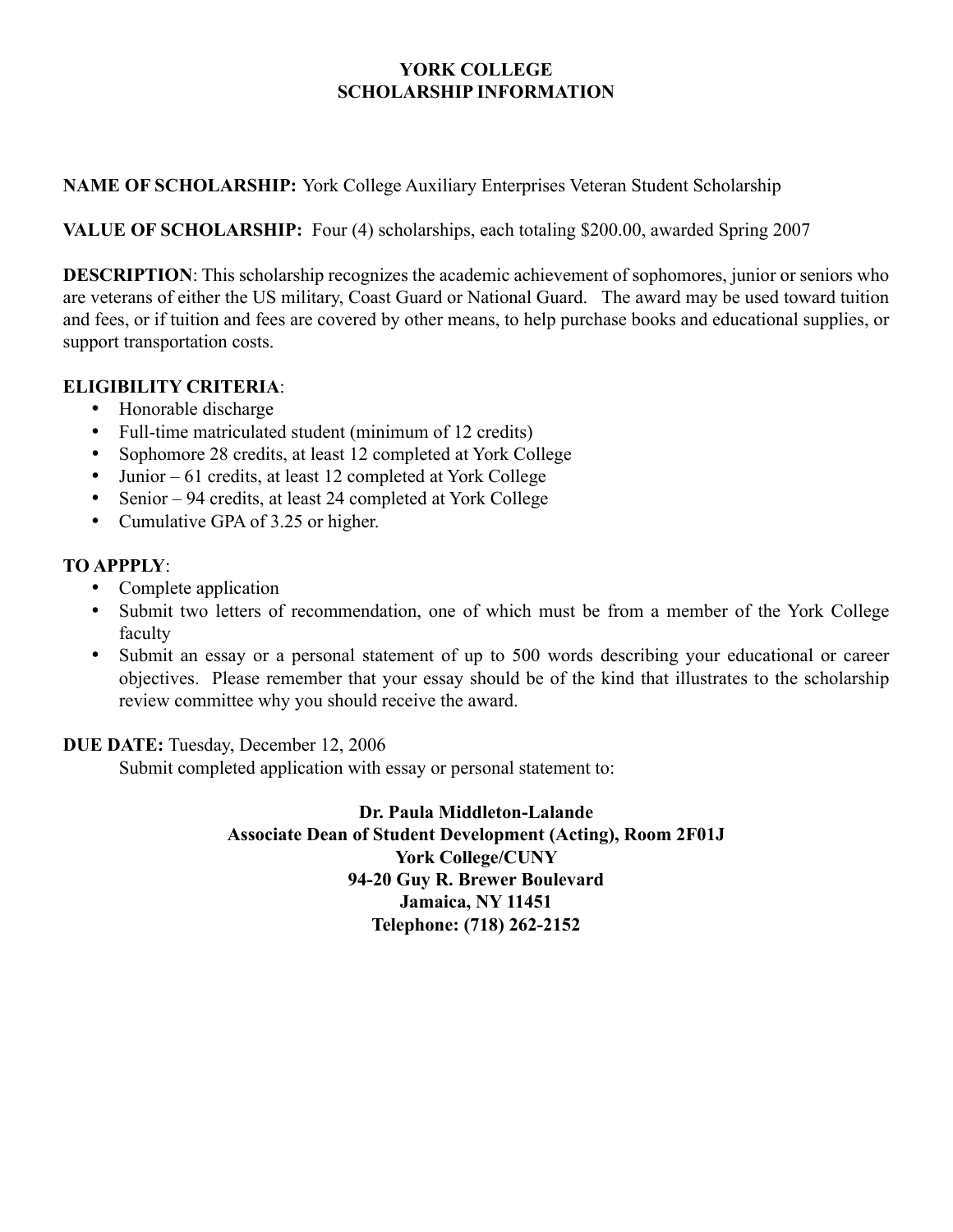# YORK COLLEGE
## SCHOLARSHIP INFORMATION

**NAME OF SCHOLARSHIP:** York College Auxiliary Enterprises Veteran Student Scholarship

**VALUE OF SCHOLARSHIP:** Four (4) scholarships, each totaling $200.00, awarded Spring 2007

**DESCRIPTION**: This scholarship recognizes the academic achievement of sophomores, junior or seniors who are veterans of either the US military, Coast Guard or National Guard. The award may be used toward tuition and fees, or if tuition and fees are covered by other means, to help purchase books and educational supplies, or support transportation costs.

**ELIGIBILITY CRITERIA**:

- Honorable discharge
- Full-time matriculated student (minimum of 12 credits)
- Sophomore 28 credits, at least 12 completed at York College
- Junior – 61 credits, at least 12 completed at York College
- Senior – 94 credits, at least 24 completed at York College
- Cumulative GPA of 3.25 or higher.

**TO APPPLY**:

- Complete application
- Submit two letters of recommendation, one of which must be from a member of the York College faculty
- Submit an essay or a personal statement of up to 500 words describing your educational or career objectives. Please remember that your essay should be of the kind that illustrates to the scholarship review committee why you should receive the award.

**DUE DATE:** Tuesday, December 12, 2006

Submit completed application with essay or personal statement to:

**Dr. Paula Middleton-Lalande**
**Associate Dean of Student Development (Acting), Room 2F01J**
**York College/CUNY**
**94-20 Guy R. Brewer Boulevard**
**Jamaica, NY 11451**
**Telephone: (718) 262-2152**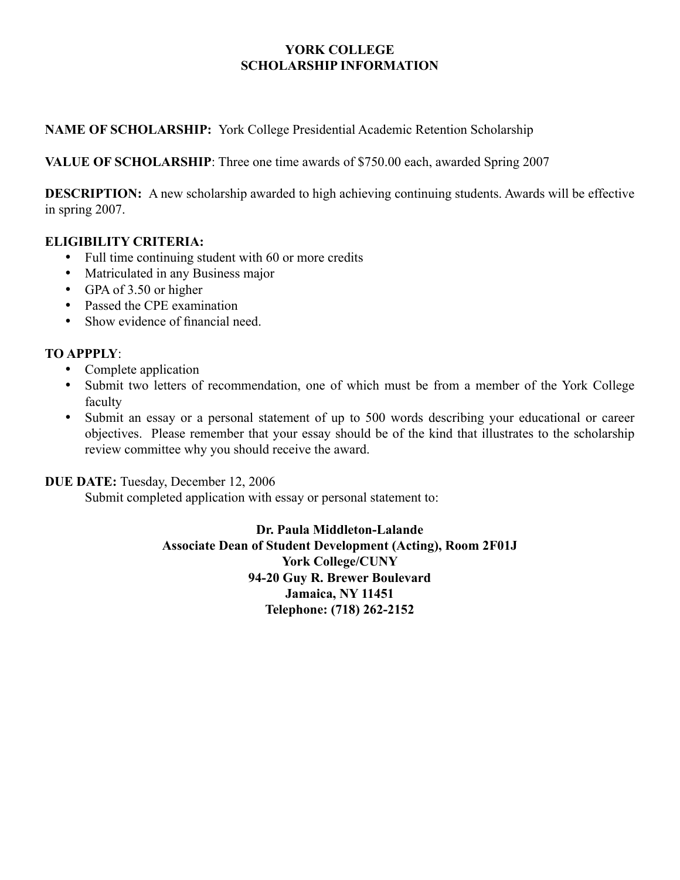# YORK COLLEGE
## SCHOLARSHIP INFORMATION

**NAME OF SCHOLARSHIP:** York College Presidential Academic Retention Scholarship

**VALUE OF SCHOLARSHIP**: Three one time awards of $750.00 each, awarded Spring 2007

**DESCRIPTION:** A new scholarship awarded to high achieving continuing students. Awards will be effective in spring 2007.

**ELIGIBILITY CRITERIA:**

- Full time continuing student with 60 or more credits
- Matriculated in any Business major
- GPA of 3.50 or higher
- Passed the CPE examination
- Show evidence of financial need.

**TO APPPLY**:

- Complete application
- Submit two letters of recommendation, one of which must be from a member of the York College faculty
- Submit an essay or a personal statement of up to 500 words describing your educational or career objectives. Please remember that your essay should be of the kind that illustrates to the scholarship review committee why you should receive the award.

**DUE DATE:** Tuesday, December 12, 2006

Submit completed application with essay or personal statement to:

**Dr. Paula Middleton-Lalande**
**Associate Dean of Student Development (Acting), Room 2F01J**
**York College/CUNY**
**94-20 Guy R. Brewer Boulevard**
**Jamaica, NY 11451**
**Telephone: (718) 262-2152**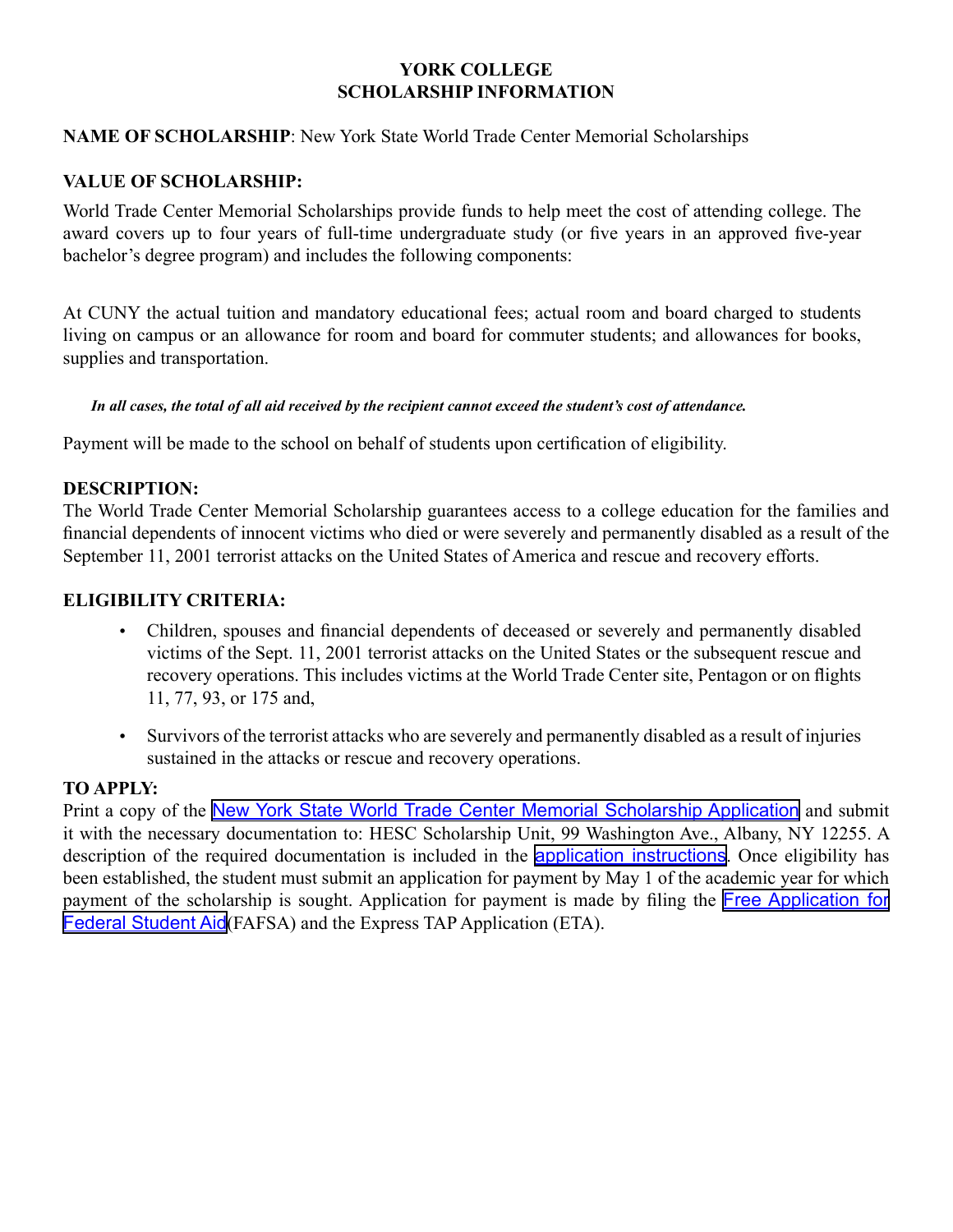# YORK COLLEGE
# SCHOLARSHIP INFORMATION

**NAME OF SCHOLARSHIP**: New York State World Trade Center Memorial Scholarships

**VALUE OF SCHOLARSHIP:**

World Trade Center Memorial Scholarships provide funds to help meet the cost of attending college. The award covers up to four years of full-time undergraduate study (or five years in an approved five-year bachelor's degree program) and includes the following components:

At CUNY the actual tuition and mandatory educational fees; actual room and board charged to students living on campus or an allowance for room and board for commuter students; and allowances for books, supplies and transportation.

***In all cases, the total of all aid received by the recipient cannot exceed the student's cost of attendance.***

Payment will be made to the school on behalf of students upon certification of eligibility.

**DESCRIPTION:**

The World Trade Center Memorial Scholarship guarantees access to a college education for the families and financial dependents of innocent victims who died or were severely and permanently disabled as a result of the September 11, 2001 terrorist attacks on the United States of America and rescue and recovery efforts.

**ELIGIBILITY CRITERIA:**

- Children, spouses and financial dependents of deceased or severely and permanently disabled victims of the Sept. 11, 2001 terrorist attacks on the United States or the subsequent rescue and recovery operations. This includes victims at the World Trade Center site, Pentagon or on flights 11, 77, 93, or 175 and,
- Survivors of the terrorist attacks who are severely and permanently disabled as a result of injuries sustained in the attacks or rescue and recovery operations.

**TO APPLY:**

Print a copy of the New York State World Trade Center Memorial Scholarship Application and submit it with the necessary documentation to: HESC Scholarship Unit, 99 Washington Ave., Albany, NY 12255. A description of the required documentation is included in the application instructions. Once eligibility has been established, the student must submit an application for payment by May 1 of the academic year for which payment of the scholarship is sought. Application for payment is made by filing the Free Application for Federal Student Aid(FAFSA) and the Express TAP Application (ETA).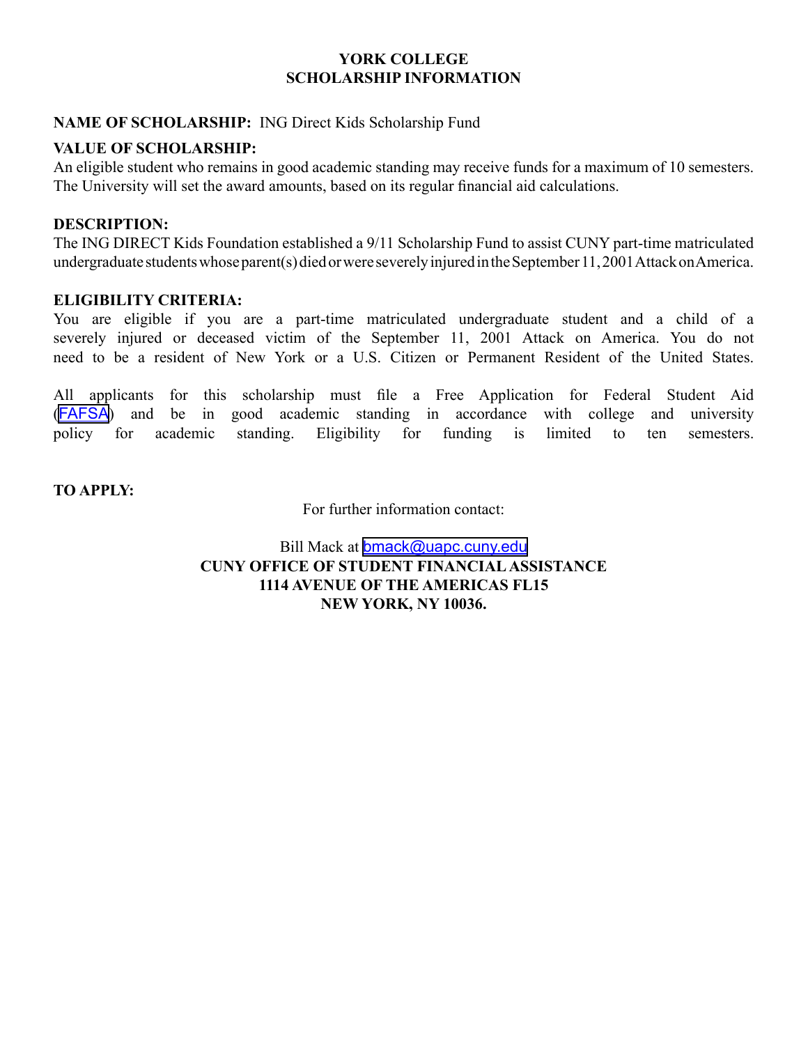**YORK COLLEGE**
**SCHOLARSHIP INFORMATION**

**NAME OF SCHOLARSHIP:** ING Direct Kids Scholarship Fund

**VALUE OF SCHOLARSHIP:**
An eligible student who remains in good academic standing may receive funds for a maximum of 10 semesters. The University will set the award amounts, based on its regular financial aid calculations.

**DESCRIPTION:**
The ING DIRECT Kids Foundation established a 9/11 Scholarship Fund to assist CUNY part-time matriculated undergraduate students whose parent(s) died or were severely injured in the September 11, 2001 Attack on America.

**ELIGIBILITY CRITERIA:**
You are eligible if you are a part-time matriculated undergraduate student and a child of a severely injured or deceased victim of the September 11, 2001 Attack on America. You do not need to be a resident of New York or a U.S. Citizen or Permanent Resident of the United States.

All applicants for this scholarship must file a Free Application for Federal Student Aid (FAFSA) and be in good academic standing in accordance with college and university policy for academic standing. Eligibility for funding is limited to ten semesters.

**TO APPLY:**

For further information contact:

Bill Mack at bmack@uapc.cuny.edu
**CUNY OFFICE OF STUDENT FINANCIAL ASSISTANCE**
**1114 AVENUE OF THE AMERICAS FL15**
**NEW YORK, NY 10036.**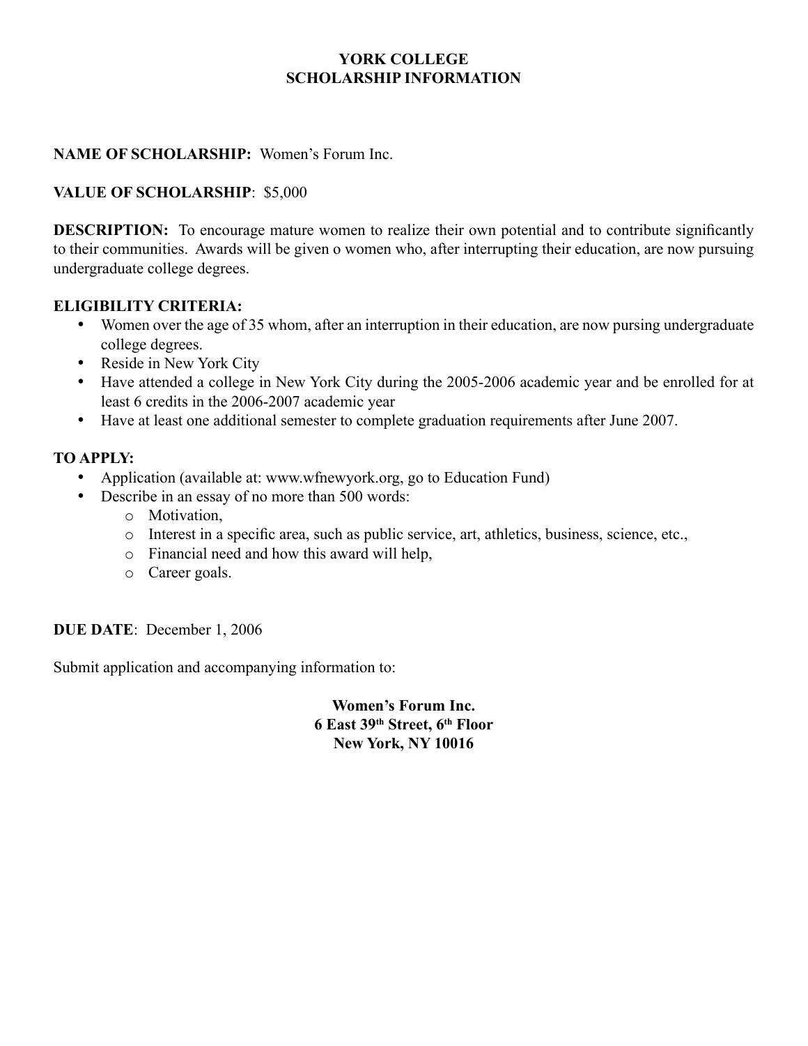# YORK COLLEGE
# SCHOLARSHIP INFORMATION

**NAME OF SCHOLARSHIP:** Women's Forum Inc.

**VALUE OF SCHOLARSHIP**: $5,000

**DESCRIPTION:** To encourage mature women to realize their own potential and to contribute significantly to their communities. Awards will be given o women who, after interrupting their education, are now pursuing undergraduate college degrees.

**ELIGIBILITY CRITERIA:**

- Women over the age of 35 whom, after an interruption in their education, are now pursing undergraduate college degrees.
- Reside in New York City
- Have attended a college in New York City during the 2005-2006 academic year and be enrolled for at least 6 credits in the 2006-2007 academic year
- Have at least one additional semester to complete graduation requirements after June 2007.

**TO APPLY:**

- Application (available at: www.wfnewyork.org, go to Education Fund)
- Describe in an essay of no more than 500 words:
  - Motivation,
  - Interest in a specific area, such as public service, art, athletics, business, science, etc.,
  - Financial need and how this award will help,
  - Career goals.

**DUE DATE**: December 1, 2006

Submit application and accompanying information to:

**Women's Forum Inc.**
**6 East 39th Street, 6th Floor**
**New York, NY 10016**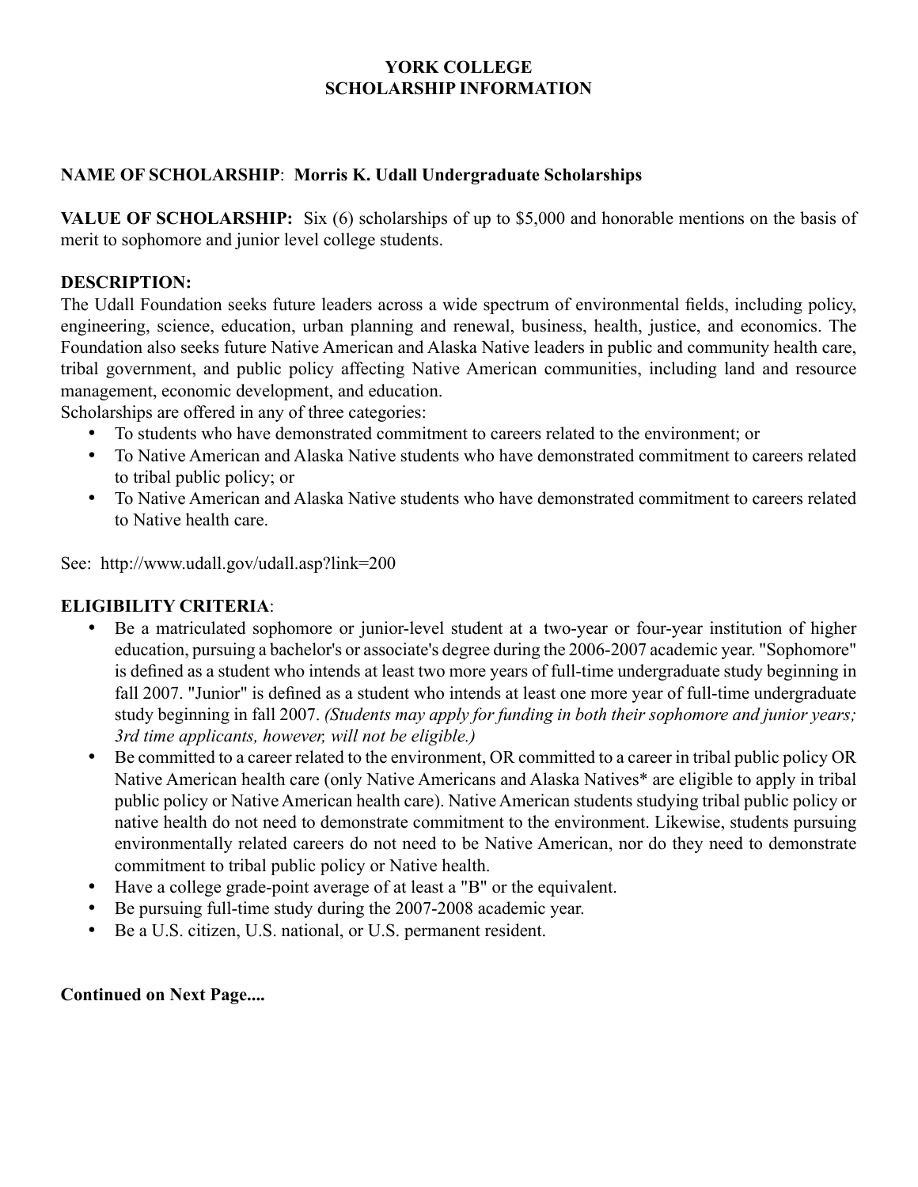**YORK COLLEGE**
**SCHOLARSHIP INFORMATION**

**NAME OF SCHOLARSHIP**: **Morris K. Udall Undergraduate Scholarships**

**VALUE OF SCHOLARSHIP:** Six (6) scholarships of up to $5,000 and honorable mentions on the basis of merit to sophomore and junior level college students.

**DESCRIPTION:**
The Udall Foundation seeks future leaders across a wide spectrum of environmental fields, including policy, engineering, science, education, urban planning and renewal, business, health, justice, and economics. The Foundation also seeks future Native American and Alaska Native leaders in public and community health care, tribal government, and public policy affecting Native American communities, including land and resource management, economic development, and education.
Scholarships are offered in any of three categories:

- To students who have demonstrated commitment to careers related to the environment; or
- To Native American and Alaska Native students who have demonstrated commitment to careers related to tribal public policy; or
- To Native American and Alaska Native students who have demonstrated commitment to careers related to Native health care.

See: http://www.udall.gov/udall.asp?link=200

**ELIGIBILITY CRITERIA**:

- Be a matriculated sophomore or junior-level student at a two-year or four-year institution of higher education, pursuing a bachelor's or associate's degree during the 2006-2007 academic year. "Sophomore" is defined as a student who intends at least two more years of full-time undergraduate study beginning in fall 2007. "Junior" is defined as a student who intends at least one more year of full-time undergraduate study beginning in fall 2007. *(Students may apply for funding in both their sophomore and junior years; 3rd time applicants, however, will not be eligible.)*
- Be committed to a career related to the environment, OR committed to a career in tribal public policy OR Native American health care (only Native Americans and Alaska Natives* are eligible to apply in tribal public policy or Native American health care). Native American students studying tribal public policy or native health do not need to demonstrate commitment to the environment. Likewise, students pursuing environmentally related careers do not need to be Native American, nor do they need to demonstrate commitment to tribal public policy or Native health.
- Have a college grade-point average of at least a "B" or the equivalent.
- Be pursuing full-time study during the 2007-2008 academic year.
- Be a U.S. citizen, U.S. national, or U.S. permanent resident.

**Continued on Next Page....**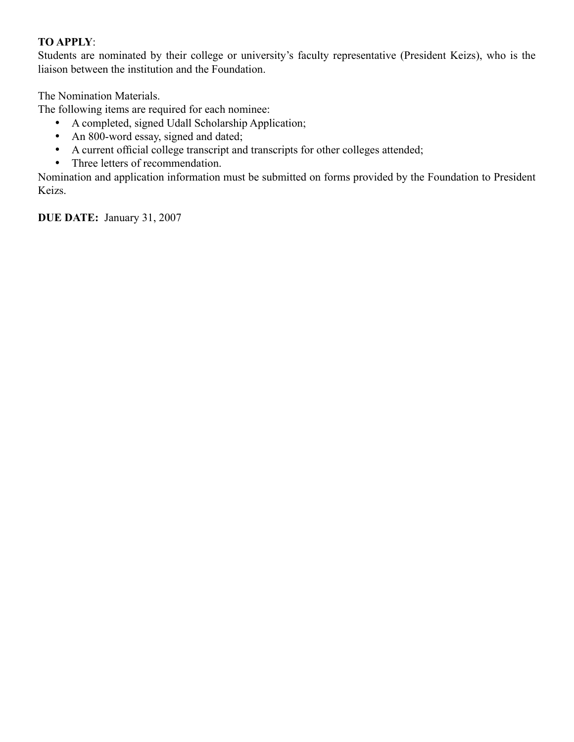**TO APPLY**:
Students are nominated by their college or university's faculty representative (President Keizs), who is the liaison between the institution and the Foundation.

The Nomination Materials.
The following items are required for each nominee:

- A completed, signed Udall Scholarship Application;
- An 800-word essay, signed and dated;
- A current official college transcript and transcripts for other colleges attended;
- Three letters of recommendation.

Nomination and application information must be submitted on forms provided by the Foundation to President Keizs.

**DUE DATE:** January 31, 2007